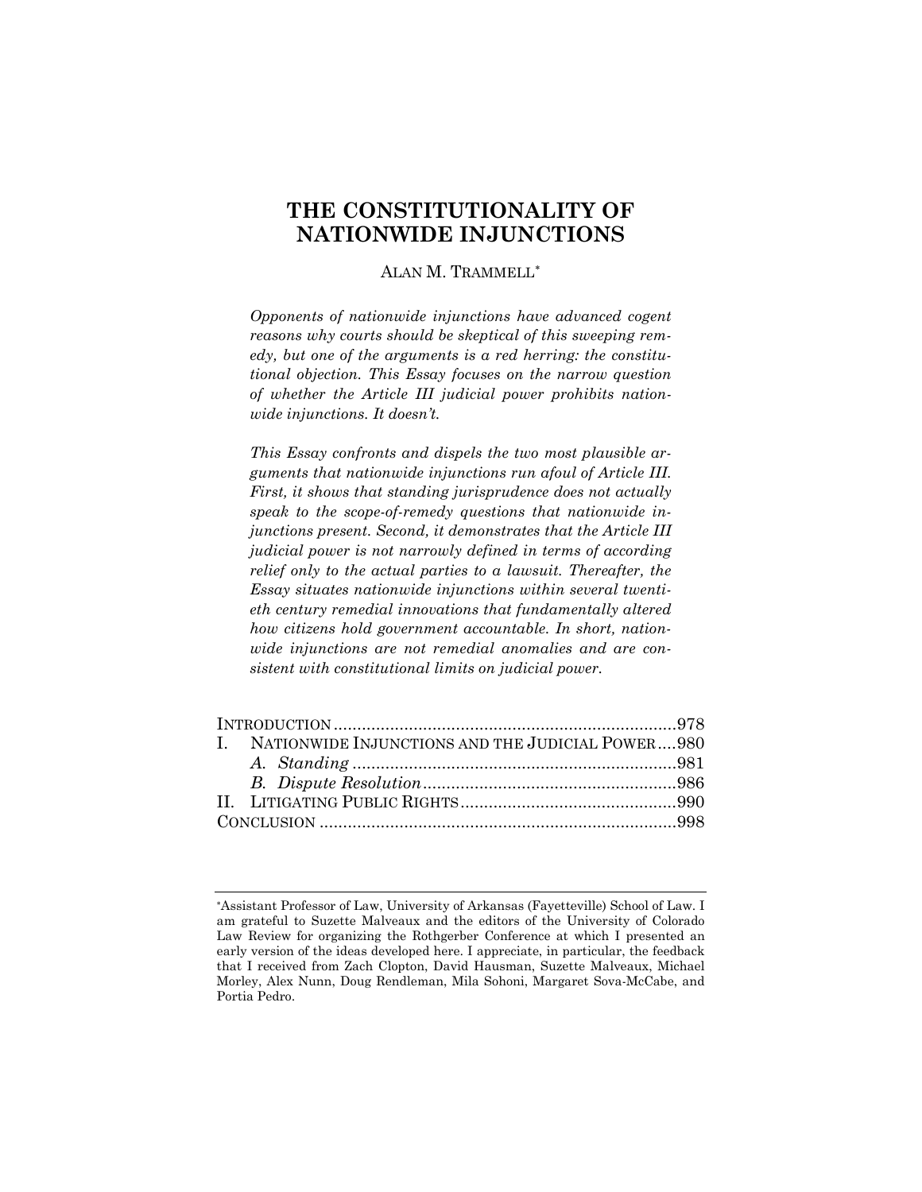# THE CONSTITUTIONALITY OF NATIONWIDE INJUNCTIONS

ALAN M. TRAMMELL*

*Opponents of nationwide injunctions have advanced cogent reasons why courts should be skeptical of this sweeping remedy, but one of the arguments is a red herring: the constitutional objection. This Essay focuses on the narrow question of whether the Article III judicial power prohibits nationwide injunctions. It doesn't.*

*This Essay confronts and dispels the two most plausible arguments that nationwide injunctions run afoul of Article III. First, it shows that standing jurisprudence does not actually speak to the scope-of-remedy questions that nationwide injunctions present. Second, it demonstrates that the Article III judicial power is not narrowly defined in terms of according relief only to the actual parties to a lawsuit. Thereafter, the Essay situates nationwide injunctions within several twentieth century remedial innovations that fundamentally altered how citizens hold government accountable. In short, nationwide injunctions are not remedial anomalies and are consistent with constitutional limits on judicial power.*

| | |
|---|---|
| INTRODUCTION | 978 |
| I. NATIONWIDE INJUNCTIONS AND THE JUDICIAL POWER | 980 |
| *A. Standing* | 981 |
| *B. Dispute Resolution* | 986 |
| II. LITIGATING PUBLIC RIGHTS | 990 |
| CONCLUSION | 998 |

---

*Assistant Professor of Law, University of Arkansas (Fayetteville) School of Law. I am grateful to Suzette Malveaux and the editors of the University of Colorado Law Review for organizing the Rothgerber Conference at which I presented an early version of the ideas developed here. I appreciate, in particular, the feedback that I received from Zach Clopton, David Hausman, Suzette Malveaux, Michael Morley, Alex Nunn, Doug Rendleman, Mila Sohoni, Margaret Sova-McCabe, and Portia Pedro.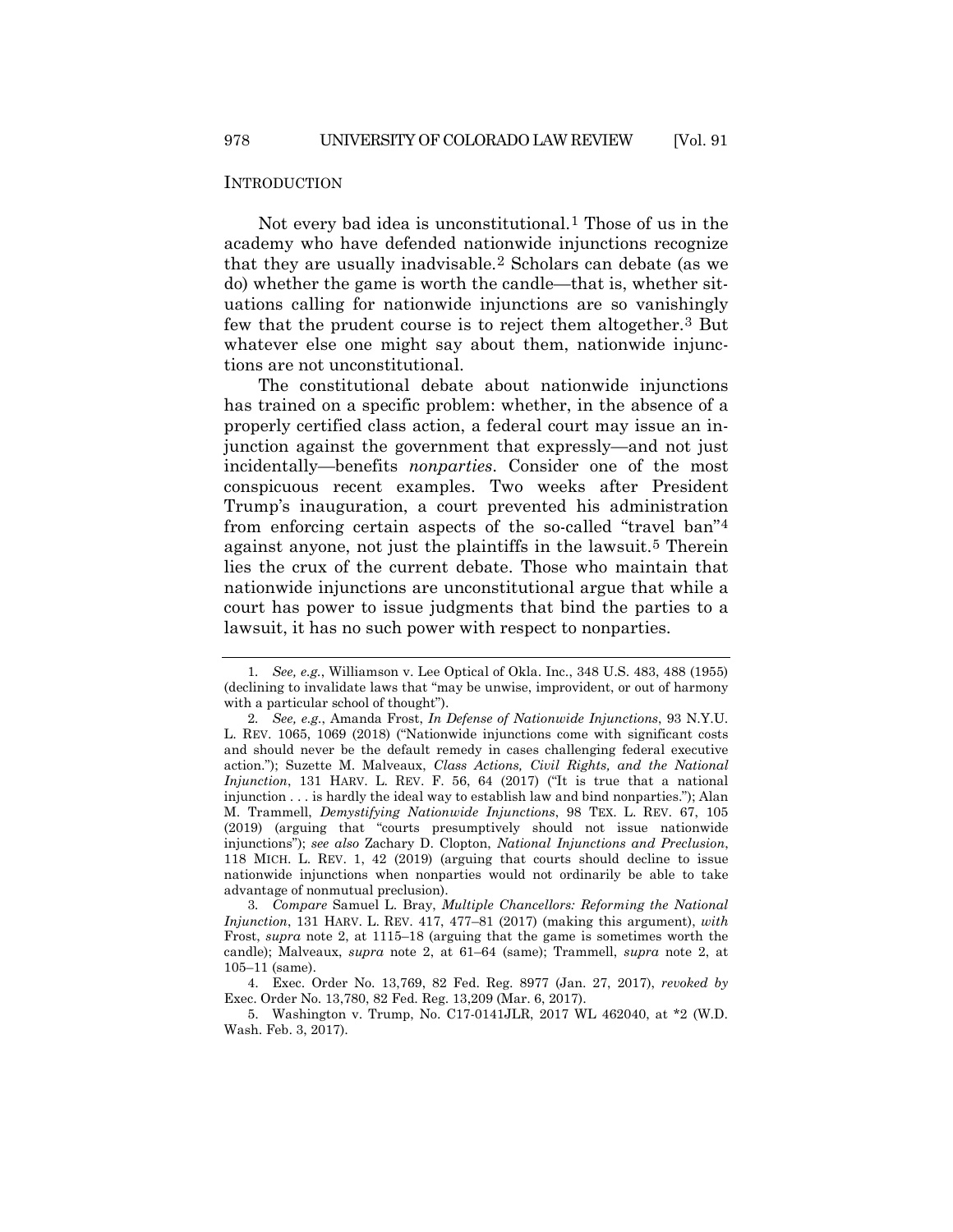## INTRODUCTION

Not every bad idea is unconstitutional.[1] Those of us in the academy who have defended nationwide injunctions recognize that they are usually inadvisable.[2] Scholars can debate (as we do) whether the game is worth the candle—that is, whether situations calling for nationwide injunctions are so vanishingly few that the prudent course is to reject them altogether.[3] But whatever else one might say about them, nationwide injunctions are not unconstitutional.

The constitutional debate about nationwide injunctions has trained on a specific problem: whether, in the absence of a properly certified class action, a federal court may issue an injunction against the government that expressly—and not just incidentally—benefits *nonparties*. Consider one of the most conspicuous recent examples. Two weeks after President Trump's inauguration, a court prevented his administration from enforcing certain aspects of the so-called "travel ban"[4] against anyone, not just the plaintiffs in the lawsuit.[5] Therein lies the crux of the current debate. Those who maintain that nationwide injunctions are unconstitutional argue that while a court has power to issue judgments that bind the parties to a lawsuit, it has no such power with respect to nonparties.

---

1. *See, e.g.*, Williamson v. Lee Optical of Okla. Inc., 348 U.S. 483, 488 (1955) (declining to invalidate laws that "may be unwise, improvident, or out of harmony with a particular school of thought").

2. *See, e.g.*, Amanda Frost, *In Defense of Nationwide Injunctions*, 93 N.Y.U. L. REV. 1065, 1069 (2018) ("Nationwide injunctions come with significant costs and should never be the default remedy in cases challenging federal executive action."); Suzette M. Malveaux, *Class Actions, Civil Rights, and the National Injunction*, 131 HARV. L. REV. F. 56, 64 (2017) ("It is true that a national injunction . . . is hardly the ideal way to establish law and bind nonparties."); Alan M. Trammell, *Demystifying Nationwide Injunctions*, 98 TEX. L. REV. 67, 105 (2019) (arguing that "courts presumptively should not issue nationwide injunctions"); *see also* Zachary D. Clopton, *National Injunctions and Preclusion*, 118 MICH. L. REV. 1, 42 (2019) (arguing that courts should decline to issue nationwide injunctions when nonparties would not ordinarily be able to take advantage of nonmutual preclusion).

3. *Compare* Samuel L. Bray, *Multiple Chancellors: Reforming the National Injunction*, 131 HARV. L. REV. 417, 477–81 (2017) (making this argument), *with* Frost, *supra* note 2, at 1115–18 (arguing that the game is sometimes worth the candle); Malveaux, *supra* note 2, at 61–64 (same); Trammell, *supra* note 2, at 105–11 (same).

4. Exec. Order No. 13,769, 82 Fed. Reg. 8977 (Jan. 27, 2017), *revoked by* Exec. Order No. 13,780, 82 Fed. Reg. 13,209 (Mar. 6, 2017).

5. Washington v. Trump, No. C17-0141JLR, 2017 WL 462040, at *2 (W.D. Wash. Feb. 3, 2017).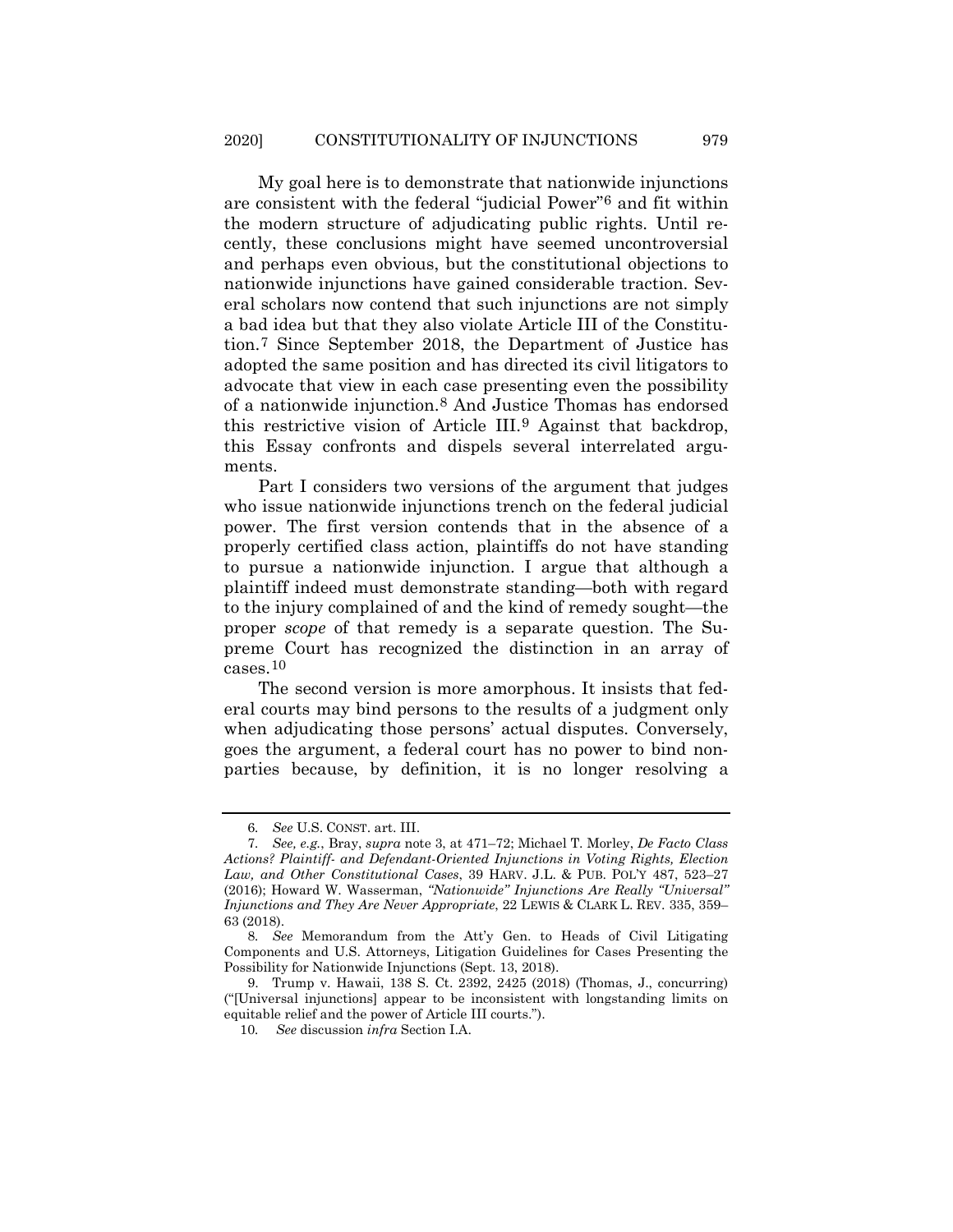My goal here is to demonstrate that nationwide injunctions are consistent with the federal "judicial Power"[6] and fit within the modern structure of adjudicating public rights. Until recently, these conclusions might have seemed uncontroversial and perhaps even obvious, but the constitutional objections to nationwide injunctions have gained considerable traction. Several scholars now contend that such injunctions are not simply a bad idea but that they also violate Article III of the Constitution.[7] Since September 2018, the Department of Justice has adopted the same position and has directed its civil litigators to advocate that view in each case presenting even the possibility of a nationwide injunction.[8] And Justice Thomas has endorsed this restrictive vision of Article III.[9] Against that backdrop, this Essay confronts and dispels several interrelated arguments.

Part I considers two versions of the argument that judges who issue nationwide injunctions trench on the federal judicial power. The first version contends that in the absence of a properly certified class action, plaintiffs do not have standing to pursue a nationwide injunction. I argue that although a plaintiff indeed must demonstrate standing—both with regard to the injury complained of and the kind of remedy sought—the proper *scope* of that remedy is a separate question. The Supreme Court has recognized the distinction in an array of cases.[10]

The second version is more amorphous. It insists that federal courts may bind persons to the results of a judgment only when adjudicating those persons' actual disputes. Conversely, goes the argument, a federal court has no power to bind nonparties because, by definition, it is no longer resolving a

---

6. *See* U.S. CONST. art. III.

7. *See, e.g.*, Bray, *supra* note 3, at 471–72; Michael T. Morley, *De Facto Class Actions? Plaintiff- and Defendant-Oriented Injunctions in Voting Rights, Election Law, and Other Constitutional Cases*, 39 HARV. J.L. & PUB. POL'Y 487, 523–27 (2016); Howard W. Wasserman, *"Nationwide" Injunctions Are Really "Universal" Injunctions and They Are Never Appropriate*, 22 LEWIS & CLARK L. REV. 335, 359–63 (2018).

8. *See* Memorandum from the Att'y Gen. to Heads of Civil Litigating Components and U.S. Attorneys, Litigation Guidelines for Cases Presenting the Possibility for Nationwide Injunctions (Sept. 13, 2018).

9. Trump v. Hawaii, 138 S. Ct. 2392, 2425 (2018) (Thomas, J., concurring) ("[Universal injunctions] appear to be inconsistent with longstanding limits on equitable relief and the power of Article III courts.").

10. *See* discussion *infra* Section I.A.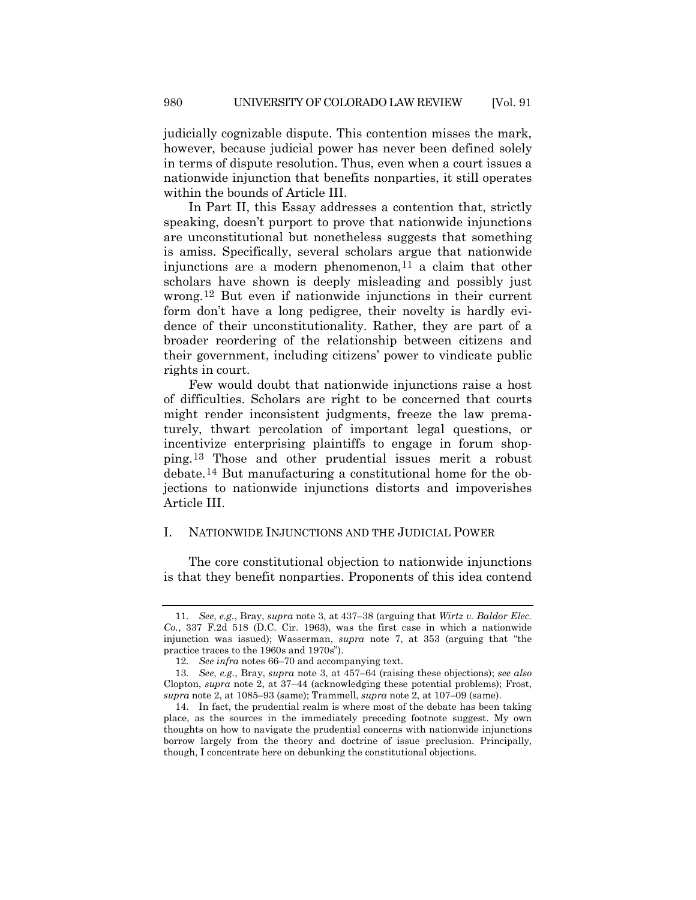judicially cognizable dispute. This contention misses the mark, however, because judicial power has never been defined solely in terms of dispute resolution. Thus, even when a court issues a nationwide injunction that benefits nonparties, it still operates within the bounds of Article III.

In Part II, this Essay addresses a contention that, strictly speaking, doesn't purport to prove that nationwide injunctions are unconstitutional but nonetheless suggests that something is amiss. Specifically, several scholars argue that nationwide injunctions are a modern phenomenon,[11] a claim that other scholars have shown is deeply misleading and possibly just wrong.[12] But even if nationwide injunctions in their current form don't have a long pedigree, their novelty is hardly evidence of their unconstitutionality. Rather, they are part of a broader reordering of the relationship between citizens and their government, including citizens' power to vindicate public rights in court.

Few would doubt that nationwide injunctions raise a host of difficulties. Scholars are right to be concerned that courts might render inconsistent judgments, freeze the law prematurely, thwart percolation of important legal questions, or incentivize enterprising plaintiffs to engage in forum shopping.[13] Those and other prudential issues merit a robust debate.[14] But manufacturing a constitutional home for the objections to nationwide injunctions distorts and impoverishes Article III.

## I. NATIONWIDE INJUNCTIONS AND THE JUDICIAL POWER

The core constitutional objection to nationwide injunctions is that they benefit nonparties. Proponents of this idea contend

---

11. *See, e.g.*, Bray, *supra* note 3, at 437–38 (arguing that *Wirtz v. Baldor Elec. Co.*, 337 F.2d 518 (D.C. Cir. 1963), was the first case in which a nationwide injunction was issued); Wasserman, *supra* note 7, at 353 (arguing that "the practice traces to the 1960s and 1970s").

12. *See infra* notes 66–70 and accompanying text.

13. *See, e.g.*, Bray, *supra* note 3, at 457–64 (raising these objections); *see also* Clopton, *supra* note 2, at 37–44 (acknowledging these potential problems); Frost, *supra* note 2, at 1085–93 (same); Trammell, *supra* note 2, at 107–09 (same).

14. In fact, the prudential realm is where most of the debate has been taking place, as the sources in the immediately preceding footnote suggest. My own thoughts on how to navigate the prudential concerns with nationwide injunctions borrow largely from the theory and doctrine of issue preclusion. Principally, though, I concentrate here on debunking the constitutional objections.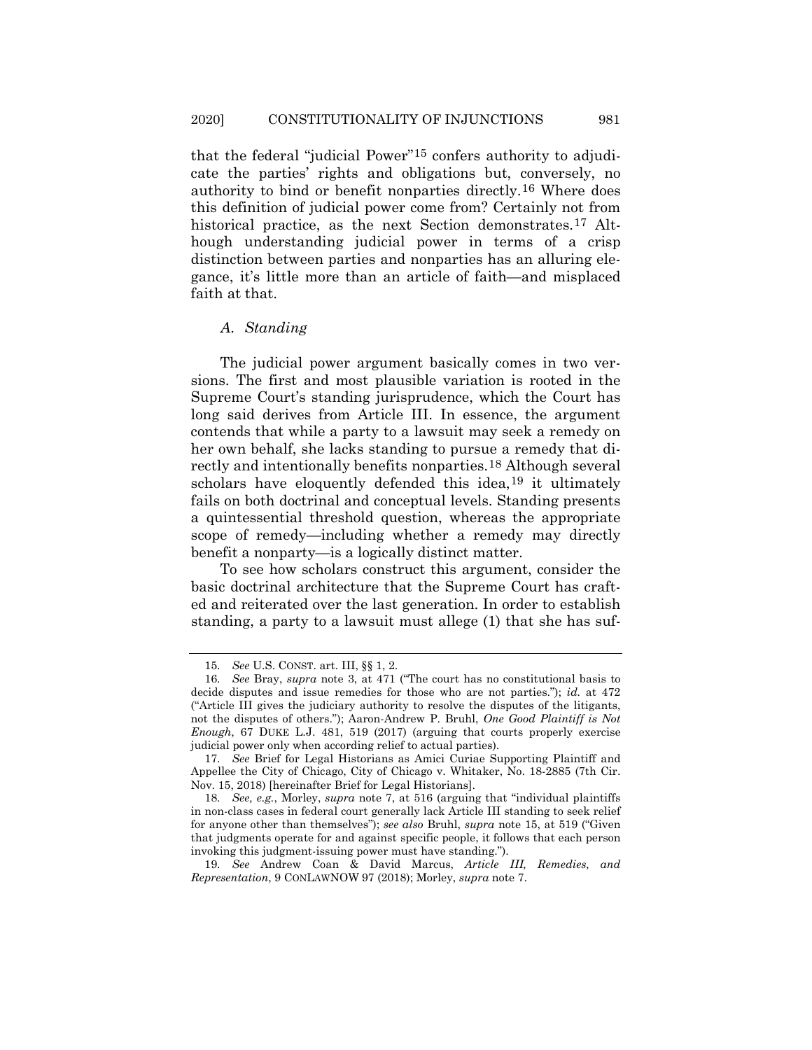that the federal "judicial Power"[15] confers authority to adjudicate the parties' rights and obligations but, conversely, no authority to bind or benefit nonparties directly.[16] Where does this definition of judicial power come from? Certainly not from historical practice, as the next Section demonstrates.[17] Although understanding judicial power in terms of a crisp distinction between parties and nonparties has an alluring elegance, it's little more than an article of faith—and misplaced faith at that.

### *A. Standing*

The judicial power argument basically comes in two versions. The first and most plausible variation is rooted in the Supreme Court's standing jurisprudence, which the Court has long said derives from Article III. In essence, the argument contends that while a party to a lawsuit may seek a remedy on her own behalf, she lacks standing to pursue a remedy that directly and intentionally benefits nonparties.[18] Although several scholars have eloquently defended this idea,[19] it ultimately fails on both doctrinal and conceptual levels. Standing presents a quintessential threshold question, whereas the appropriate scope of remedy—including whether a remedy may directly benefit a nonparty—is a logically distinct matter.

To see how scholars construct this argument, consider the basic doctrinal architecture that the Supreme Court has crafted and reiterated over the last generation. In order to establish standing, a party to a lawsuit must allege (1) that she has suf-

---

15. *See* U.S. CONST. art. III, §§ 1, 2.

16. *See* Bray, *supra* note 3, at 471 ("The court has no constitutional basis to decide disputes and issue remedies for those who are not parties."); *id.* at 472 ("Article III gives the judiciary authority to resolve the disputes of the litigants, not the disputes of others."); Aaron-Andrew P. Bruhl, *One Good Plaintiff is Not Enough*, 67 DUKE L.J. 481, 519 (2017) (arguing that courts properly exercise judicial power only when according relief to actual parties).

17. *See* Brief for Legal Historians as Amici Curiae Supporting Plaintiff and Appellee the City of Chicago, City of Chicago v. Whitaker, No. 18-2885 (7th Cir. Nov. 15, 2018) [hereinafter Brief for Legal Historians].

18. *See, e.g.*, Morley, *supra* note 7, at 516 (arguing that "individual plaintiffs in non-class cases in federal court generally lack Article III standing to seek relief for anyone other than themselves"); *see also* Bruhl, *supra* note 15, at 519 ("Given that judgments operate for and against specific people, it follows that each person invoking this judgment-issuing power must have standing.").

19. *See* Andrew Coan & David Marcus, *Article III, Remedies, and Representation*, 9 CONLAWNOW 97 (2018); Morley, *supra* note 7.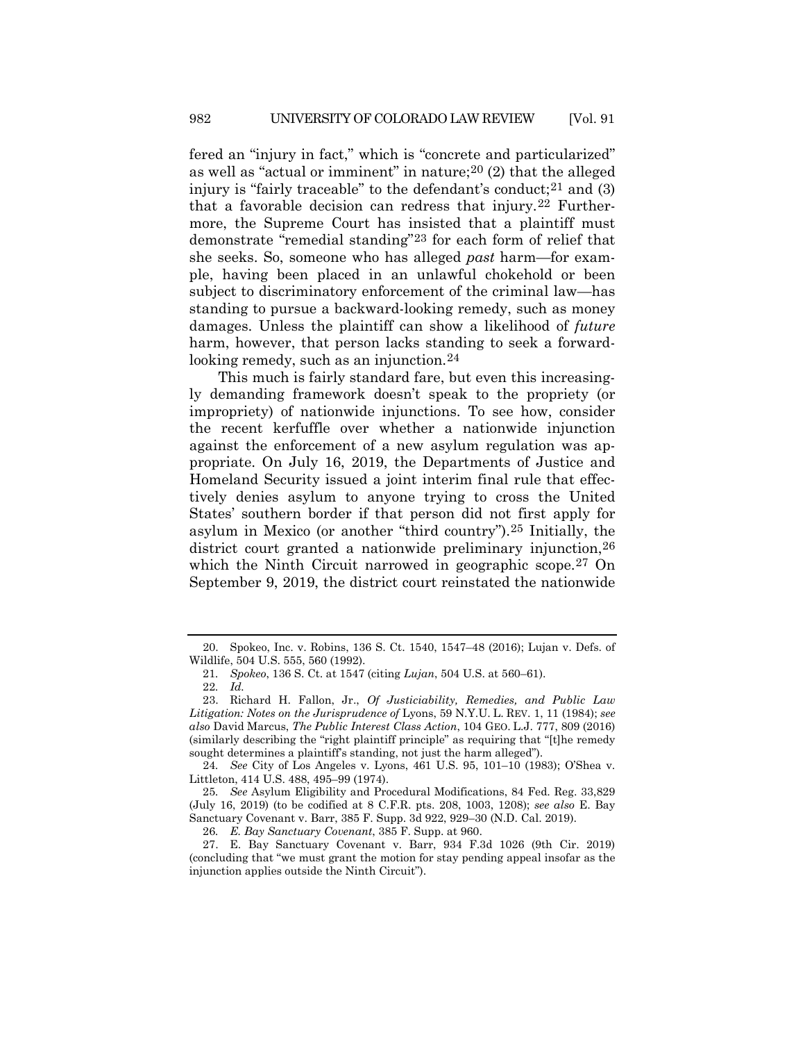fered an "injury in fact," which is "concrete and particularized" as well as "actual or imminent" in nature;[20] (2) that the alleged injury is "fairly traceable" to the defendant's conduct;[21] and (3) that a favorable decision can redress that injury.[22] Furthermore, the Supreme Court has insisted that a plaintiff must demonstrate "remedial standing"[23] for each form of relief that she seeks. So, someone who has alleged *past* harm—for example, having been placed in an unlawful chokehold or been subject to discriminatory enforcement of the criminal law—has standing to pursue a backward-looking remedy, such as money damages. Unless the plaintiff can show a likelihood of *future* harm, however, that person lacks standing to seek a forward-looking remedy, such as an injunction.[24]

This much is fairly standard fare, but even this increasingly demanding framework doesn't speak to the propriety (or impropriety) of nationwide injunctions. To see how, consider the recent kerfuffle over whether a nationwide injunction against the enforcement of a new asylum regulation was appropriate. On July 16, 2019, the Departments of Justice and Homeland Security issued a joint interim final rule that effectively denies asylum to anyone trying to cross the United States' southern border if that person did not first apply for asylum in Mexico (or another "third country").[25] Initially, the district court granted a nationwide preliminary injunction,[26] which the Ninth Circuit narrowed in geographic scope.[27] On September 9, 2019, the district court reinstated the nationwide

---

20. Spokeo, Inc. v. Robins, 136 S. Ct. 1540, 1547–48 (2016); Lujan v. Defs. of Wildlife, 504 U.S. 555, 560 (1992).

21. *Spokeo*, 136 S. Ct. at 1547 (citing *Lujan*, 504 U.S. at 560–61).

22. *Id.*

23. Richard H. Fallon, Jr., *Of Justiciability, Remedies, and Public Law Litigation: Notes on the Jurisprudence of* Lyons, 59 N.Y.U. L. REV. 1, 11 (1984); *see also* David Marcus, *The Public Interest Class Action*, 104 GEO. L.J. 777, 809 (2016) (similarly describing the "right plaintiff principle" as requiring that "[t]he remedy sought determines a plaintiff's standing, not just the harm alleged").

24. *See* City of Los Angeles v. Lyons, 461 U.S. 95, 101–10 (1983); O'Shea v. Littleton, 414 U.S. 488, 495–99 (1974).

25. *See* Asylum Eligibility and Procedural Modifications, 84 Fed. Reg. 33,829 (July 16, 2019) (to be codified at 8 C.F.R. pts. 208, 1003, 1208); *see also* E. Bay Sanctuary Covenant v. Barr, 385 F. Supp. 3d 922, 929–30 (N.D. Cal. 2019).

26. *E. Bay Sanctuary Covenant*, 385 F. Supp. at 960.

27. E. Bay Sanctuary Covenant v. Barr, 934 F.3d 1026 (9th Cir. 2019) (concluding that "we must grant the motion for stay pending appeal insofar as the injunction applies outside the Ninth Circuit").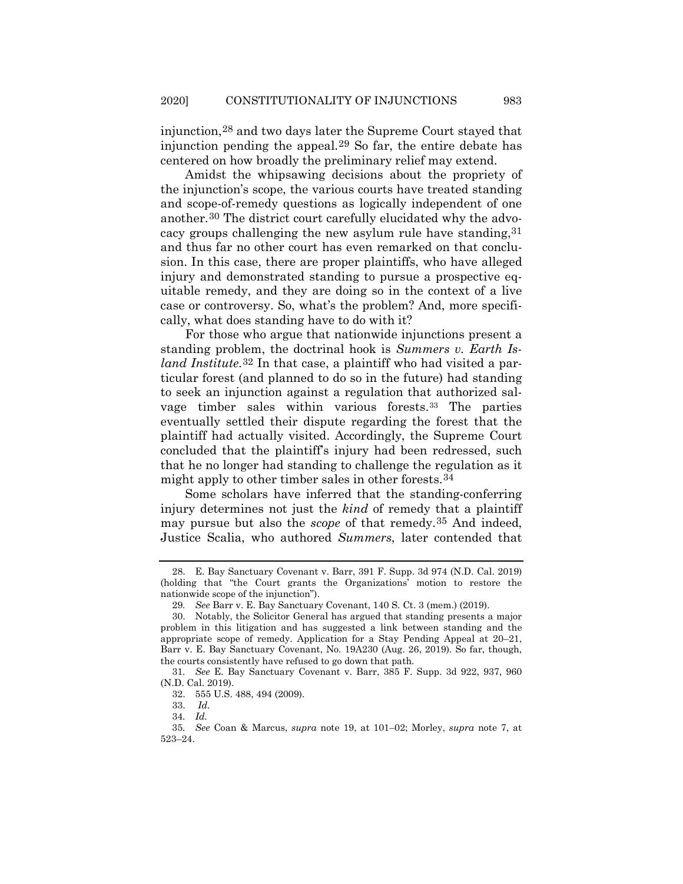injunction,[28] and two days later the Supreme Court stayed that injunction pending the appeal.[29] So far, the entire debate has centered on how broadly the preliminary relief may extend.

Amidst the whipsawing decisions about the propriety of the injunction's scope, the various courts have treated standing and scope-of-remedy questions as logically independent of one another.[30] The district court carefully elucidated why the advocacy groups challenging the new asylum rule have standing,[31] and thus far no other court has even remarked on that conclusion. In this case, there are proper plaintiffs, who have alleged injury and demonstrated standing to pursue a prospective equitable remedy, and they are doing so in the context of a live case or controversy. So, what's the problem? And, more specifically, what does standing have to do with it?

For those who argue that nationwide injunctions present a standing problem, the doctrinal hook is *Summers v. Earth Island Institute*.[32] In that case, a plaintiff who had visited a particular forest (and planned to do so in the future) had standing to seek an injunction against a regulation that authorized salvage timber sales within various forests.[33] The parties eventually settled their dispute regarding the forest that the plaintiff had actually visited. Accordingly, the Supreme Court concluded that the plaintiff's injury had been redressed, such that he no longer had standing to challenge the regulation as it might apply to other timber sales in other forests.[34]

Some scholars have inferred that the standing-conferring injury determines not just the *kind* of remedy that a plaintiff may pursue but also the *scope* of that remedy.[35] And indeed, Justice Scalia, who authored *Summers*, later contended that

---

28. E. Bay Sanctuary Covenant v. Barr, 391 F. Supp. 3d 974 (N.D. Cal. 2019) (holding that "the Court grants the Organizations' motion to restore the nationwide scope of the injunction").

29. *See* Barr v. E. Bay Sanctuary Covenant, 140 S. Ct. 3 (mem.) (2019).

30. Notably, the Solicitor General has argued that standing presents a major problem in this litigation and has suggested a link between standing and the appropriate scope of remedy. Application for a Stay Pending Appeal at 20–21, Barr v. E. Bay Sanctuary Covenant, No. 19A230 (Aug. 26, 2019). So far, though, the courts consistently have refused to go down that path.

31. *See* E. Bay Sanctuary Covenant v. Barr, 385 F. Supp. 3d 922, 937, 960 (N.D. Cal. 2019).

32. 555 U.S. 488, 494 (2009).

33. *Id.*

34. *Id.*

35. *See* Coan & Marcus, *supra* note 19, at 101–02; Morley, *supra* note 7, at 523–24.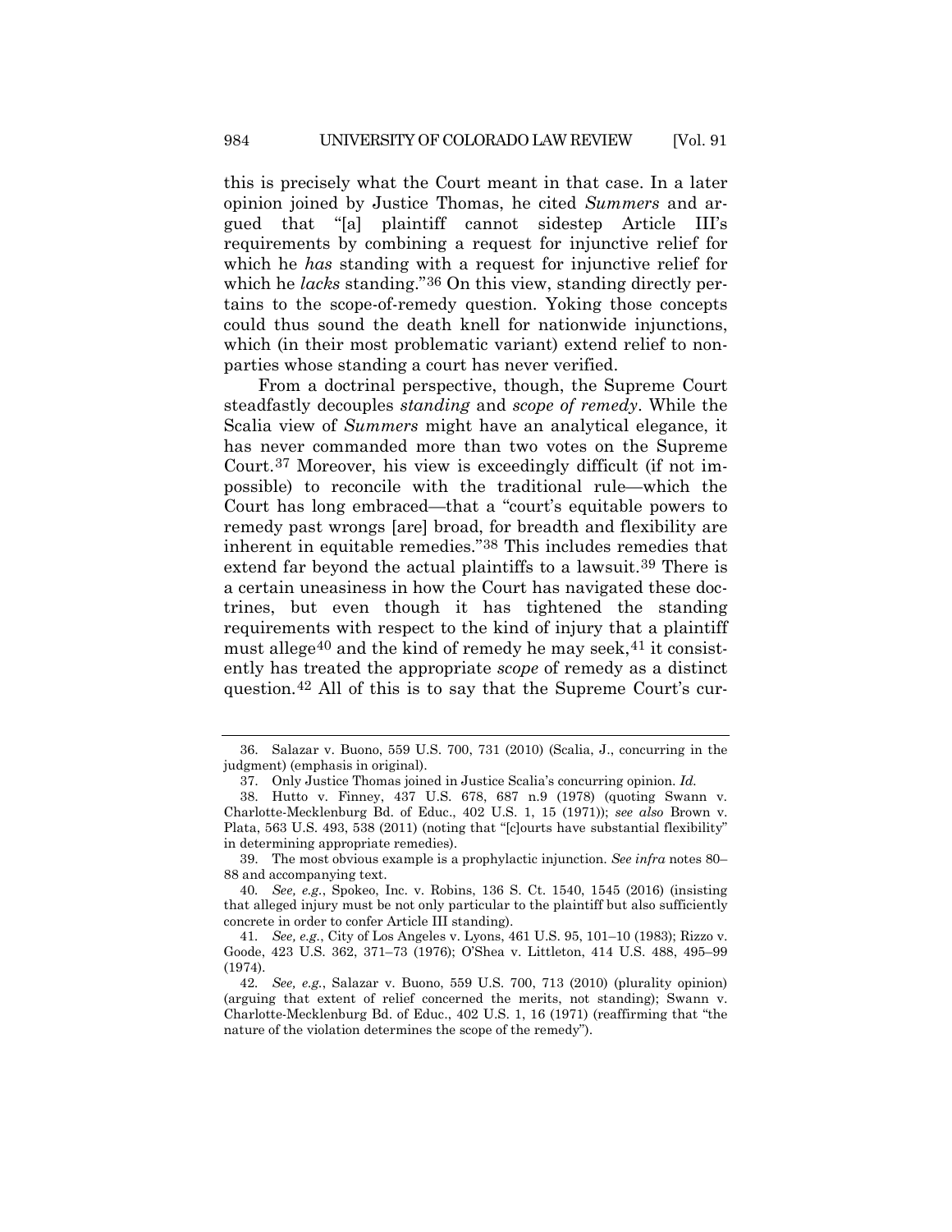this is precisely what the Court meant in that case. In a later opinion joined by Justice Thomas, he cited *Summers* and argued that "[a] plaintiff cannot sidestep Article III's requirements by combining a request for injunctive relief for which he *has* standing with a request for injunctive relief for which he *lacks* standing."[36] On this view, standing directly pertains to the scope-of-remedy question. Yoking those concepts could thus sound the death knell for nationwide injunctions, which (in their most problematic variant) extend relief to nonparties whose standing a court has never verified.

From a doctrinal perspective, though, the Supreme Court steadfastly decouples *standing* and *scope of remedy*. While the Scalia view of *Summers* might have an analytical elegance, it has never commanded more than two votes on the Supreme Court.[37] Moreover, his view is exceedingly difficult (if not impossible) to reconcile with the traditional rule—which the Court has long embraced—that a "court's equitable powers to remedy past wrongs [are] broad, for breadth and flexibility are inherent in equitable remedies."[38] This includes remedies that extend far beyond the actual plaintiffs to a lawsuit.[39] There is a certain uneasiness in how the Court has navigated these doctrines, but even though it has tightened the standing requirements with respect to the kind of injury that a plaintiff must allege[40] and the kind of remedy he may seek,[41] it consistently has treated the appropriate *scope* of remedy as a distinct question.[42] All of this is to say that the Supreme Court's cur-

---

36. Salazar v. Buono, 559 U.S. 700, 731 (2010) (Scalia, J., concurring in the judgment) (emphasis in original).

37. Only Justice Thomas joined in Justice Scalia's concurring opinion. *Id.*

38. Hutto v. Finney, 437 U.S. 678, 687 n.9 (1978) (quoting Swann v. Charlotte-Mecklenburg Bd. of Educ., 402 U.S. 1, 15 (1971)); *see also* Brown v. Plata, 563 U.S. 493, 538 (2011) (noting that "[c]ourts have substantial flexibility" in determining appropriate remedies).

39. The most obvious example is a prophylactic injunction. *See infra* notes 80–88 and accompanying text.

40. *See, e.g.*, Spokeo, Inc. v. Robins, 136 S. Ct. 1540, 1545 (2016) (insisting that alleged injury must be not only particular to the plaintiff but also sufficiently concrete in order to confer Article III standing).

41. *See, e.g.*, City of Los Angeles v. Lyons, 461 U.S. 95, 101–10 (1983); Rizzo v. Goode, 423 U.S. 362, 371–73 (1976); O'Shea v. Littleton, 414 U.S. 488, 495–99 (1974).

42. *See, e.g.*, Salazar v. Buono, 559 U.S. 700, 713 (2010) (plurality opinion) (arguing that extent of relief concerned the merits, not standing); Swann v. Charlotte-Mecklenburg Bd. of Educ., 402 U.S. 1, 16 (1971) (reaffirming that "the nature of the violation determines the scope of the remedy").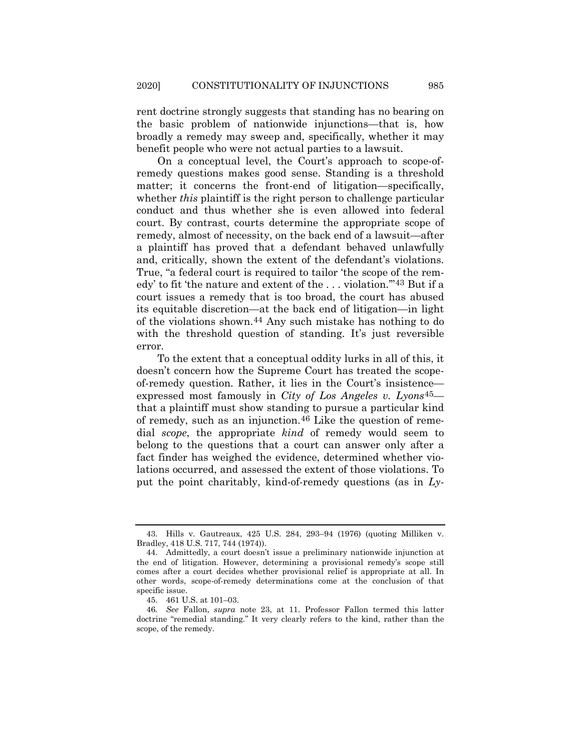rent doctrine strongly suggests that standing has no bearing on the basic problem of nationwide injunctions—that is, how broadly a remedy may sweep and, specifically, whether it may benefit people who were not actual parties to a lawsuit.

On a conceptual level, the Court's approach to scope-of-remedy questions makes good sense. Standing is a threshold matter; it concerns the front-end of litigation—specifically, whether *this* plaintiff is the right person to challenge particular conduct and thus whether she is even allowed into federal court. By contrast, courts determine the appropriate scope of remedy, almost of necessity, on the back end of a lawsuit—after a plaintiff has proved that a defendant behaved unlawfully and, critically, shown the extent of the defendant's violations. True, "a federal court is required to tailor 'the scope of the remedy' to fit 'the nature and extent of the . . . violation.'"[43] But if a court issues a remedy that is too broad, the court has abused its equitable discretion—at the back end of litigation—in light of the violations shown.[44] Any such mistake has nothing to do with the threshold question of standing. It's just reversible error.

To the extent that a conceptual oddity lurks in all of this, it doesn't concern how the Supreme Court has treated the scope-of-remedy question. Rather, it lies in the Court's insistence—expressed most famously in *City of Los Angeles v. Lyons*[45]—that a plaintiff must show standing to pursue a particular kind of remedy, such as an injunction.[46] Like the question of remedial *scope*, the appropriate *kind* of remedy would seem to belong to the questions that a court can answer only after a fact finder has weighed the evidence, determined whether violations occurred, and assessed the extent of those violations. To put the point charitably, kind-of-remedy questions (as in *Ly-*

---

43. Hills v. Gautreaux, 425 U.S. 284, 293–94 (1976) (quoting Milliken v. Bradley, 418 U.S. 717, 744 (1974)).

44. Admittedly, a court doesn't issue a preliminary nationwide injunction at the end of litigation. However, determining a provisional remedy's scope still comes after a court decides whether provisional relief is appropriate at all. In other words, scope-of-remedy determinations come at the conclusion of that specific issue.

45. 461 U.S. at 101–03.

46. *See* Fallon, *supra* note 23, at 11. Professor Fallon termed this latter doctrine "remedial standing." It very clearly refers to the kind, rather than the scope, of the remedy.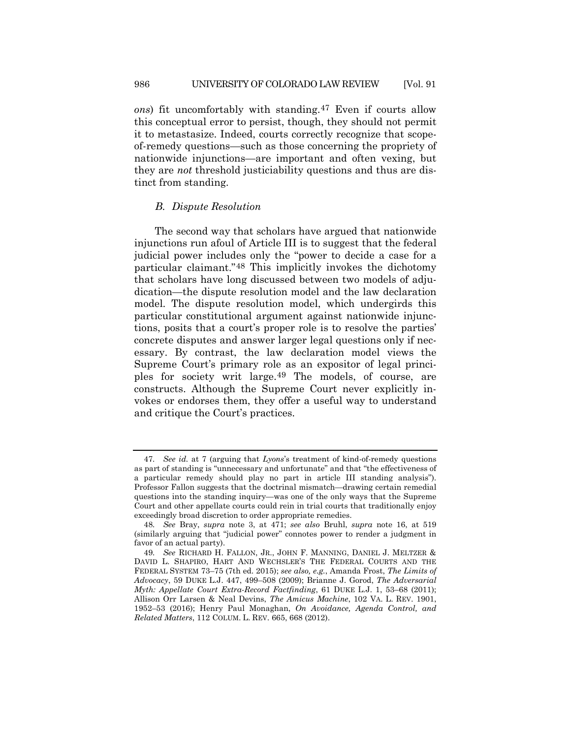*ons*) fit uncomfortably with standing.[47] Even if courts allow this conceptual error to persist, though, they should not permit it to metastasize. Indeed, courts correctly recognize that scope-of-remedy questions—such as those concerning the propriety of nationwide injunctions—are important and often vexing, but they are *not* threshold justiciability questions and thus are distinct from standing.

### *B. Dispute Resolution*

The second way that scholars have argued that nationwide injunctions run afoul of Article III is to suggest that the federal judicial power includes only the "power to decide a case for a particular claimant."[48] This implicitly invokes the dichotomy that scholars have long discussed between two models of adjudication—the dispute resolution model and the law declaration model. The dispute resolution model, which undergirds this particular constitutional argument against nationwide injunctions, posits that a court's proper role is to resolve the parties' concrete disputes and answer larger legal questions only if necessary. By contrast, the law declaration model views the Supreme Court's primary role as an expositor of legal principles for society writ large.[49] The models, of course, are constructs. Although the Supreme Court never explicitly invokes or endorses them, they offer a useful way to understand and critique the Court's practices.

---

47. *See id.* at 7 (arguing that *Lyons*'s treatment of kind-of-remedy questions as part of standing is "unnecessary and unfortunate" and that "the effectiveness of a particular remedy should play no part in article III standing analysis"). Professor Fallon suggests that the doctrinal mismatch—drawing certain remedial questions into the standing inquiry—was one of the only ways that the Supreme Court and other appellate courts could rein in trial courts that traditionally enjoy exceedingly broad discretion to order appropriate remedies.

48. *See* Bray, *supra* note 3, at 471; *see also* Bruhl, *supra* note 16, at 519 (similarly arguing that "judicial power" connotes power to render a judgment in favor of an actual party).

49. *See* RICHARD H. FALLON, JR., JOHN F. MANNING, DANIEL J. MELTZER & DAVID L. SHAPIRO, HART AND WECHSLER'S THE FEDERAL COURTS AND THE FEDERAL SYSTEM 73–75 (7th ed. 2015); *see also, e.g.*, Amanda Frost, *The Limits of Advocacy*, 59 DUKE L.J. 447, 499–508 (2009); Brianne J. Gorod, *The Adversarial Myth: Appellate Court Extra-Record Factfinding*, 61 DUKE L.J. 1, 53–68 (2011); Allison Orr Larsen & Neal Devins, *The Amicus Machine*, 102 VA. L. REV. 1901, 1952–53 (2016); Henry Paul Monaghan, *On Avoidance, Agenda Control, and Related Matters*, 112 COLUM. L. REV. 665, 668 (2012).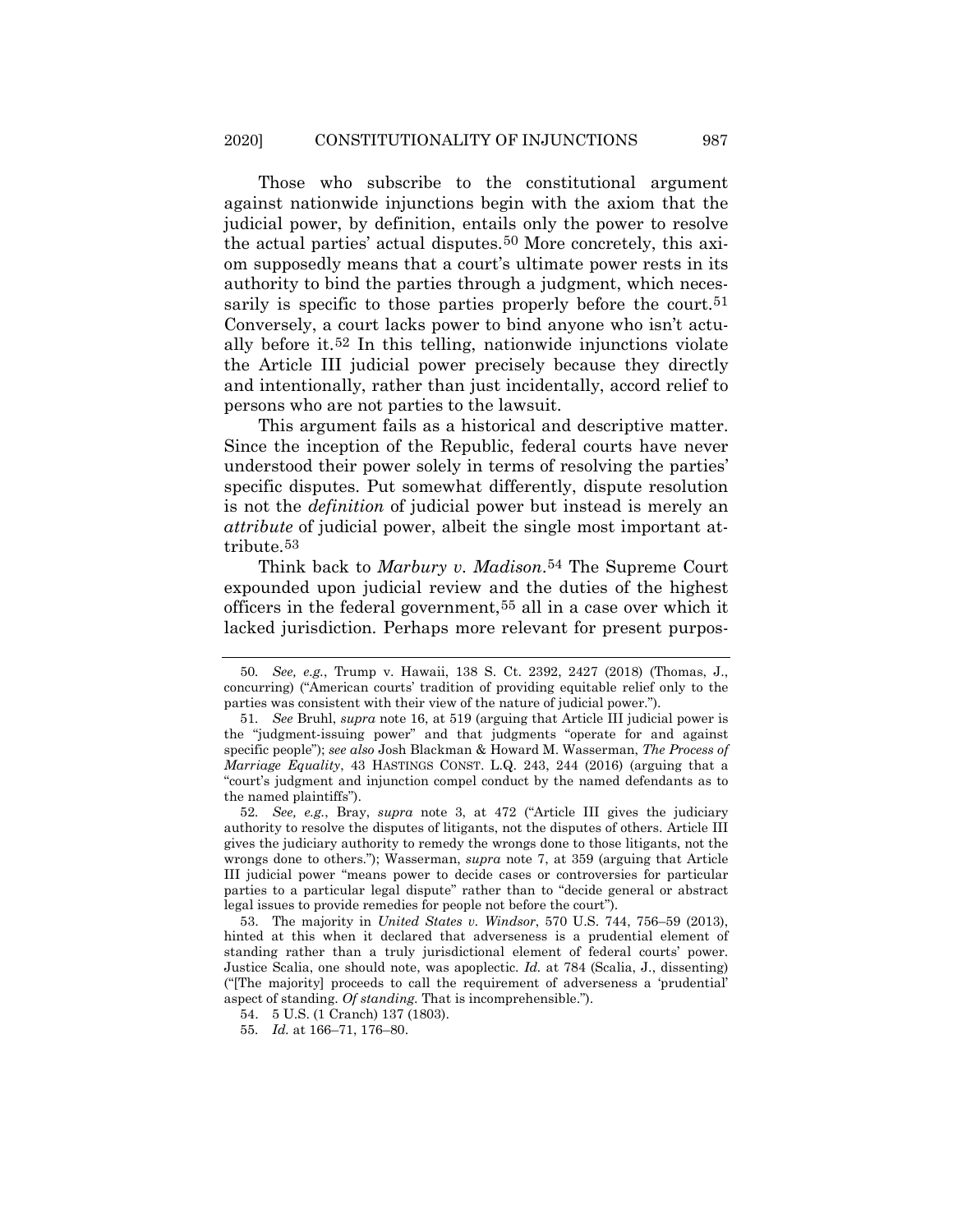Those who subscribe to the constitutional argument against nationwide injunctions begin with the axiom that the judicial power, by definition, entails only the power to resolve the actual parties' actual disputes.[50] More concretely, this axiom supposedly means that a court's ultimate power rests in its authority to bind the parties through a judgment, which necessarily is specific to those parties properly before the court.[51] Conversely, a court lacks power to bind anyone who isn't actually before it.[52] In this telling, nationwide injunctions violate the Article III judicial power precisely because they directly and intentionally, rather than just incidentally, accord relief to persons who are not parties to the lawsuit.

This argument fails as a historical and descriptive matter. Since the inception of the Republic, federal courts have never understood their power solely in terms of resolving the parties' specific disputes. Put somewhat differently, dispute resolution is not the *definition* of judicial power but instead is merely an *attribute* of judicial power, albeit the single most important attribute.[53]

Think back to *Marbury v. Madison*.[54] The Supreme Court expounded upon judicial review and the duties of the highest officers in the federal government,[55] all in a case over which it lacked jurisdiction. Perhaps more relevant for present purpos-

---

50. *See, e.g.*, Trump v. Hawaii, 138 S. Ct. 2392, 2427 (2018) (Thomas, J., concurring) ("American courts' tradition of providing equitable relief only to the parties was consistent with their view of the nature of judicial power.").

51. *See* Bruhl, *supra* note 16, at 519 (arguing that Article III judicial power is the "judgment-issuing power" and that judgments "operate for and against specific people"); *see also* Josh Blackman & Howard M. Wasserman, *The Process of Marriage Equality*, 43 HASTINGS CONST. L.Q. 243, 244 (2016) (arguing that a "court's judgment and injunction compel conduct by the named defendants as to the named plaintiffs").

52. *See, e.g.*, Bray, *supra* note 3, at 472 ("Article III gives the judiciary authority to resolve the disputes of litigants, not the disputes of others. Article III gives the judiciary authority to remedy the wrongs done to those litigants, not the wrongs done to others."); Wasserman, *supra* note 7, at 359 (arguing that Article III judicial power "means power to decide cases or controversies for particular parties to a particular legal dispute" rather than to "decide general or abstract legal issues to provide remedies for people not before the court").

53. The majority in *United States v. Windsor*, 570 U.S. 744, 756–59 (2013), hinted at this when it declared that adverseness is a prudential element of standing rather than a truly jurisdictional element of federal courts' power. Justice Scalia, one should note, was apoplectic. *Id.* at 784 (Scalia, J., dissenting) ("[The majority] proceeds to call the requirement of adverseness a 'prudential' aspect of standing. *Of standing.* That is incomprehensible.").

54. 5 U.S. (1 Cranch) 137 (1803).

55. *Id.* at 166–71, 176–80.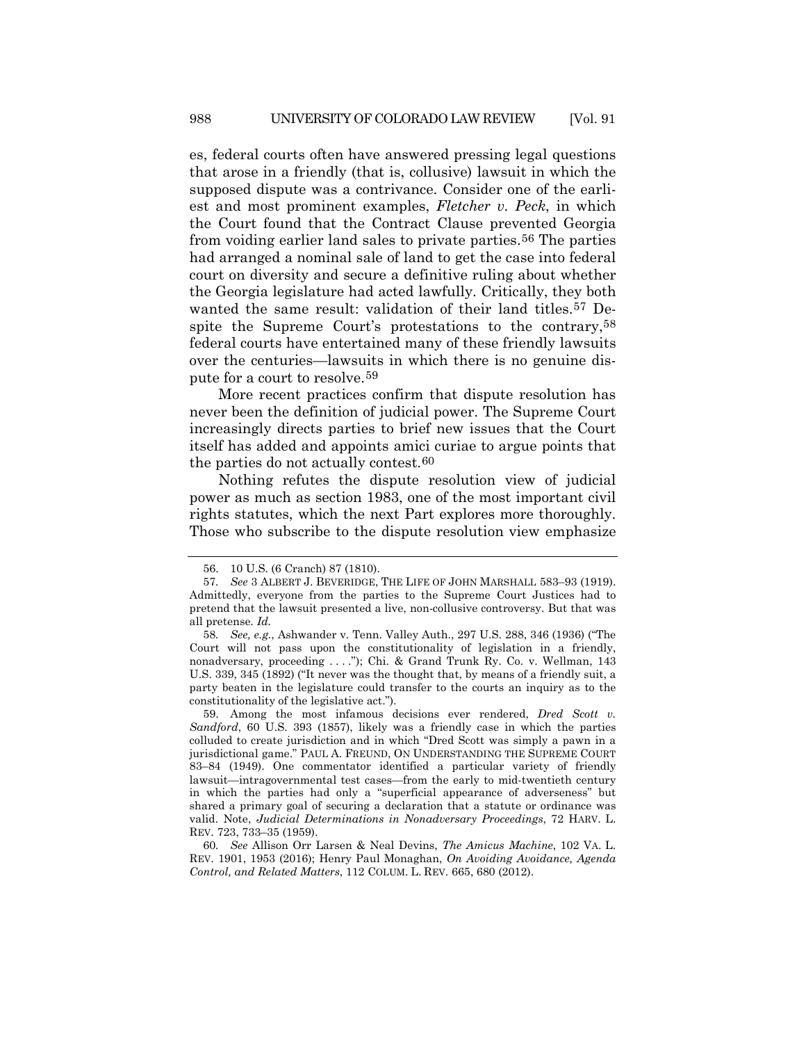es, federal courts often have answered pressing legal questions that arose in a friendly (that is, collusive) lawsuit in which the supposed dispute was a contrivance. Consider one of the earliest and most prominent examples, *Fletcher v. Peck*, in which the Court found that the Contract Clause prevented Georgia from voiding earlier land sales to private parties.[56] The parties had arranged a nominal sale of land to get the case into federal court on diversity and secure a definitive ruling about whether the Georgia legislature had acted lawfully. Critically, they both wanted the same result: validation of their land titles.[57] Despite the Supreme Court's protestations to the contrary,[58] federal courts have entertained many of these friendly lawsuits over the centuries—lawsuits in which there is no genuine dispute for a court to resolve.[59]

More recent practices confirm that dispute resolution has never been the definition of judicial power. The Supreme Court increasingly directs parties to brief new issues that the Court itself has added and appoints amici curiae to argue points that the parties do not actually contest.[60]

Nothing refutes the dispute resolution view of judicial power as much as section 1983, one of the most important civil rights statutes, which the next Part explores more thoroughly. Those who subscribe to the dispute resolution view emphasize

---

56. 10 U.S. (6 Cranch) 87 (1810).

57. *See* 3 ALBERT J. BEVERIDGE, THE LIFE OF JOHN MARSHALL 583–93 (1919). Admittedly, everyone from the parties to the Supreme Court Justices had to pretend that the lawsuit presented a live, non-collusive controversy. But that was all pretense. *Id.*

58. *See, e.g.*, Ashwander v. Tenn. Valley Auth., 297 U.S. 288, 346 (1936) ("The Court will not pass upon the constitutionality of legislation in a friendly, nonadversary, proceeding . . . ."); Chi. & Grand Trunk Ry. Co. v. Wellman, 143 U.S. 339, 345 (1892) ("It never was the thought that, by means of a friendly suit, a party beaten in the legislature could transfer to the courts an inquiry as to the constitutionality of the legislative act.").

59. Among the most infamous decisions ever rendered, *Dred Scott v. Sandford*, 60 U.S. 393 (1857), likely was a friendly case in which the parties colluded to create jurisdiction and in which "Dred Scott was simply a pawn in a jurisdictional game." PAUL A. FREUND, ON UNDERSTANDING THE SUPREME COURT 83–84 (1949). One commentator identified a particular variety of friendly lawsuit—intragovernmental test cases—from the early to mid-twentieth century in which the parties had only a "superficial appearance of adverseness" but shared a primary goal of securing a declaration that a statute or ordinance was valid. Note, *Judicial Determinations in Nonadversary Proceedings*, 72 HARV. L. REV. 723, 733–35 (1959).

60. *See* Allison Orr Larsen & Neal Devins, *The Amicus Machine*, 102 VA. L. REV. 1901, 1953 (2016); Henry Paul Monaghan, *On Avoiding Avoidance, Agenda Control, and Related Matters*, 112 COLUM. L. REV. 665, 680 (2012).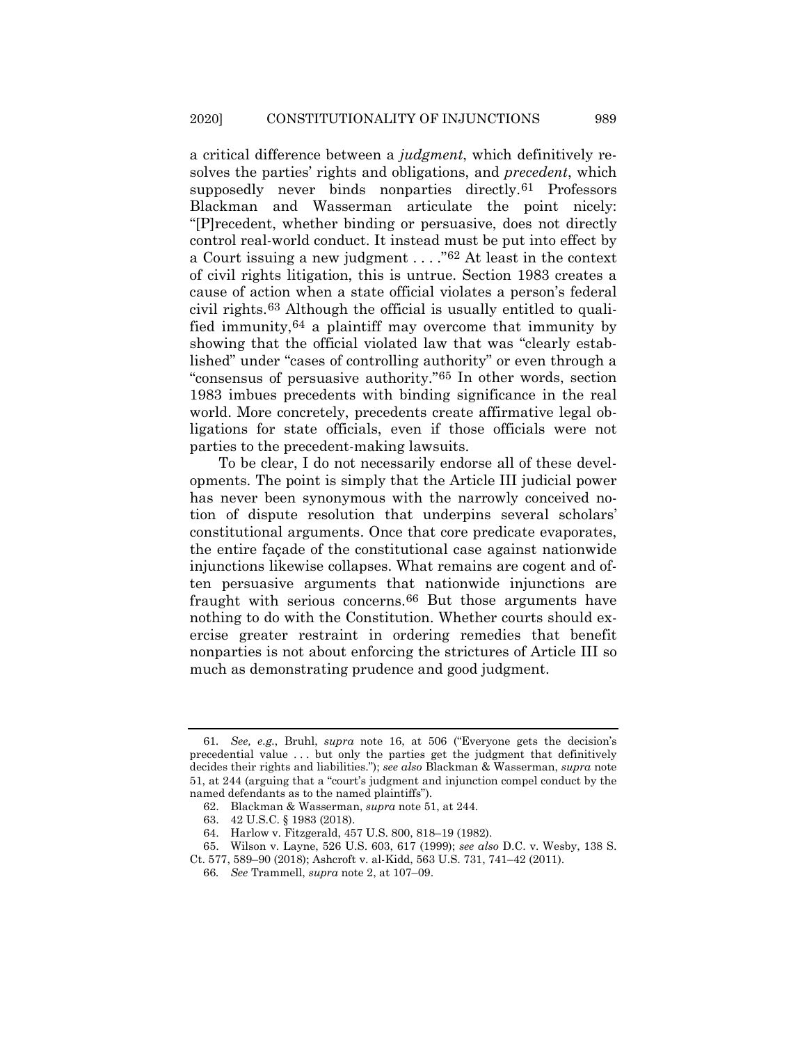a critical difference between a *judgment*, which definitively resolves the parties' rights and obligations, and *precedent*, which supposedly never binds nonparties directly.[61] Professors Blackman and Wasserman articulate the point nicely: "[P]recedent, whether binding or persuasive, does not directly control real-world conduct. It instead must be put into effect by a Court issuing a new judgment . . . ."[62] At least in the context of civil rights litigation, this is untrue. Section 1983 creates a cause of action when a state official violates a person's federal civil rights.[63] Although the official is usually entitled to qualified immunity,[64] a plaintiff may overcome that immunity by showing that the official violated law that was "clearly established" under "cases of controlling authority" or even through a "consensus of persuasive authority."[65] In other words, section 1983 imbues precedents with binding significance in the real world. More concretely, precedents create affirmative legal obligations for state officials, even if those officials were not parties to the precedent-making lawsuits.

To be clear, I do not necessarily endorse all of these developments. The point is simply that the Article III judicial power has never been synonymous with the narrowly conceived notion of dispute resolution that underpins several scholars' constitutional arguments. Once that core predicate evaporates, the entire façade of the constitutional case against nationwide injunctions likewise collapses. What remains are cogent and often persuasive arguments that nationwide injunctions are fraught with serious concerns.[66] But those arguments have nothing to do with the Constitution. Whether courts should exercise greater restraint in ordering remedies that benefit nonparties is not about enforcing the strictures of Article III so much as demonstrating prudence and good judgment.

---

61. *See, e.g.*, Bruhl, *supra* note 16, at 506 ("Everyone gets the decision's precedential value . . . but only the parties get the judgment that definitively decides their rights and liabilities."); *see also* Blackman & Wasserman, *supra* note 51, at 244 (arguing that a "court's judgment and injunction compel conduct by the named defendants as to the named plaintiffs").

62. Blackman & Wasserman, *supra* note 51, at 244.

63. 42 U.S.C. § 1983 (2018).

64. Harlow v. Fitzgerald, 457 U.S. 800, 818–19 (1982).

65. Wilson v. Layne, 526 U.S. 603, 617 (1999); *see also* D.C. v. Wesby, 138 S. Ct. 577, 589–90 (2018); Ashcroft v. al-Kidd, 563 U.S. 731, 741–42 (2011).

66. *See* Trammell, *supra* note 2, at 107–09.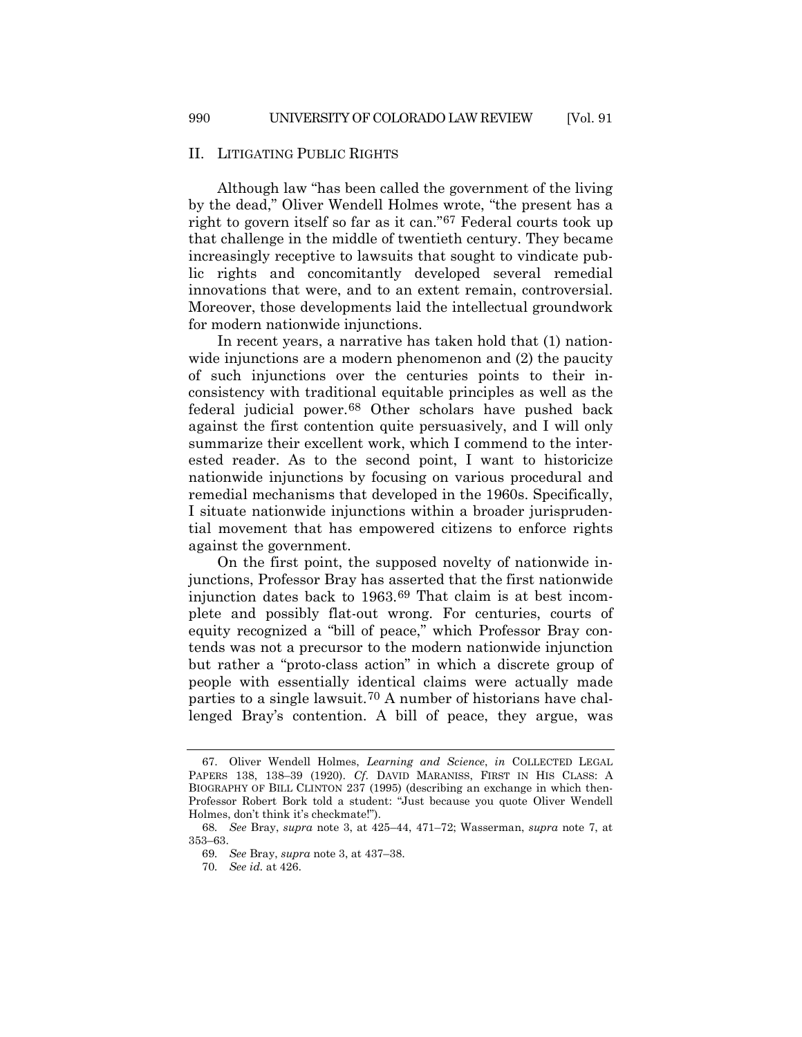## II. LITIGATING PUBLIC RIGHTS

Although law "has been called the government of the living by the dead," Oliver Wendell Holmes wrote, "the present has a right to govern itself so far as it can."[67] Federal courts took up that challenge in the middle of twentieth century. They became increasingly receptive to lawsuits that sought to vindicate public rights and concomitantly developed several remedial innovations that were, and to an extent remain, controversial. Moreover, those developments laid the intellectual groundwork for modern nationwide injunctions.

In recent years, a narrative has taken hold that (1) nationwide injunctions are a modern phenomenon and (2) the paucity of such injunctions over the centuries points to their inconsistency with traditional equitable principles as well as the federal judicial power.[68] Other scholars have pushed back against the first contention quite persuasively, and I will only summarize their excellent work, which I commend to the interested reader. As to the second point, I want to historicize nationwide injunctions by focusing on various procedural and remedial mechanisms that developed in the 1960s. Specifically, I situate nationwide injunctions within a broader jurisprudential movement that has empowered citizens to enforce rights against the government.

On the first point, the supposed novelty of nationwide injunctions, Professor Bray has asserted that the first nationwide injunction dates back to 1963.[69] That claim is at best incomplete and possibly flat-out wrong. For centuries, courts of equity recognized a "bill of peace," which Professor Bray contends was not a precursor to the modern nationwide injunction but rather a "proto-class action" in which a discrete group of people with essentially identical claims were actually made parties to a single lawsuit.[70] A number of historians have challenged Bray's contention. A bill of peace, they argue, was

---

67. Oliver Wendell Holmes, *Learning and Science*, *in* COLLECTED LEGAL PAPERS 138, 138–39 (1920). *Cf.* DAVID MARANISS, FIRST IN HIS CLASS: A BIOGRAPHY OF BILL CLINTON 237 (1995) (describing an exchange in which then-Professor Robert Bork told a student: "Just because you quote Oliver Wendell Holmes, don't think it's checkmate!").

68. *See* Bray, *supra* note 3, at 425–44, 471–72; Wasserman, *supra* note 7, at 353–63.

69. *See* Bray, *supra* note 3, at 437–38.

70. *See id.* at 426.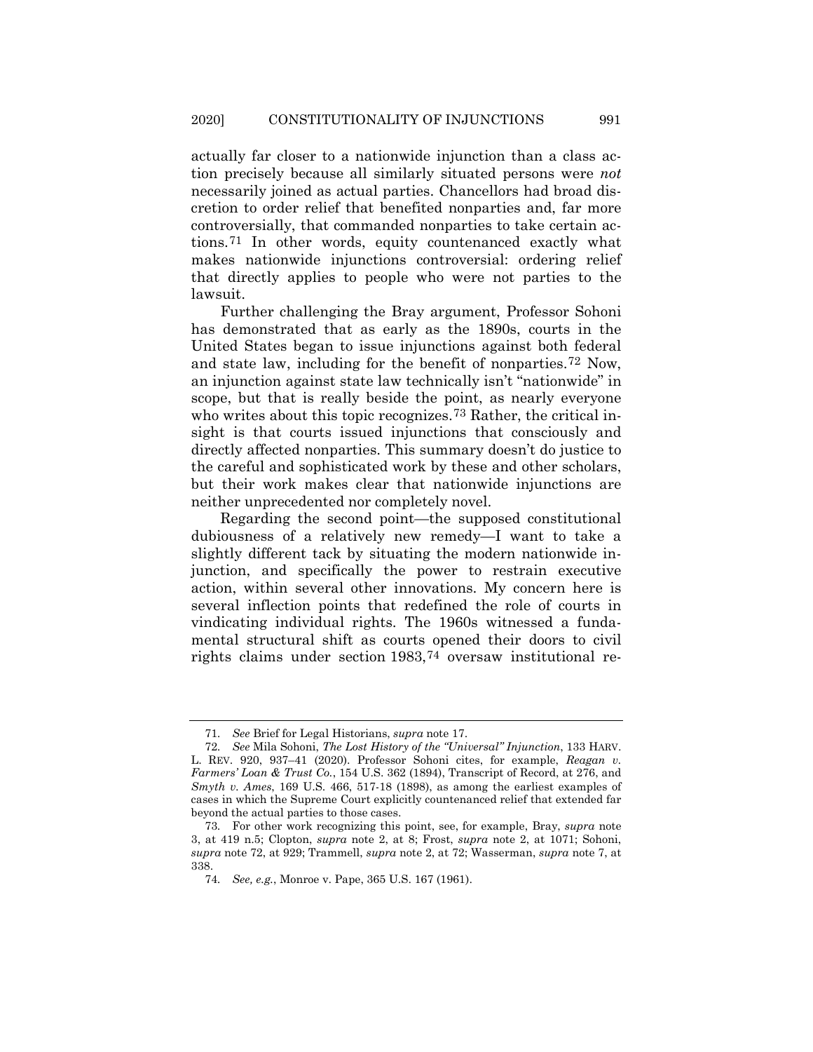actually far closer to a nationwide injunction than a class action precisely because all similarly situated persons were *not* necessarily joined as actual parties. Chancellors had broad discretion to order relief that benefited nonparties and, far more controversially, that commanded nonparties to take certain actions.[71] In other words, equity countenanced exactly what makes nationwide injunctions controversial: ordering relief that directly applies to people who were not parties to the lawsuit.

Further challenging the Bray argument, Professor Sohoni has demonstrated that as early as the 1890s, courts in the United States began to issue injunctions against both federal and state law, including for the benefit of nonparties.[72] Now, an injunction against state law technically isn't "nationwide" in scope, but that is really beside the point, as nearly everyone who writes about this topic recognizes.[73] Rather, the critical insight is that courts issued injunctions that consciously and directly affected nonparties. This summary doesn't do justice to the careful and sophisticated work by these and other scholars, but their work makes clear that nationwide injunctions are neither unprecedented nor completely novel.

Regarding the second point—the supposed constitutional dubiousness of a relatively new remedy—I want to take a slightly different tack by situating the modern nationwide injunction, and specifically the power to restrain executive action, within several other innovations. My concern here is several inflection points that redefined the role of courts in vindicating individual rights. The 1960s witnessed a fundamental structural shift as courts opened their doors to civil rights claims under section 1983,[74] oversaw institutional re-

---

71. *See* Brief for Legal Historians, *supra* note 17.

72. *See* Mila Sohoni, *The Lost History of the "Universal" Injunction*, 133 HARV. L. REV. 920, 937–41 (2020). Professor Sohoni cites, for example, *Reagan v. Farmers' Loan & Trust Co.*, 154 U.S. 362 (1894), Transcript of Record, at 276, and *Smyth v. Ames*, 169 U.S. 466, 517-18 (1898), as among the earliest examples of cases in which the Supreme Court explicitly countenanced relief that extended far beyond the actual parties to those cases.

73. For other work recognizing this point, see, for example, Bray, *supra* note 3, at 419 n.5; Clopton, *supra* note 2, at 8; Frost, *supra* note 2, at 1071; Sohoni, *supra* note 72, at 929; Trammell, *supra* note 2, at 72; Wasserman, *supra* note 7, at 338.

74. *See, e.g.*, Monroe v. Pape, 365 U.S. 167 (1961).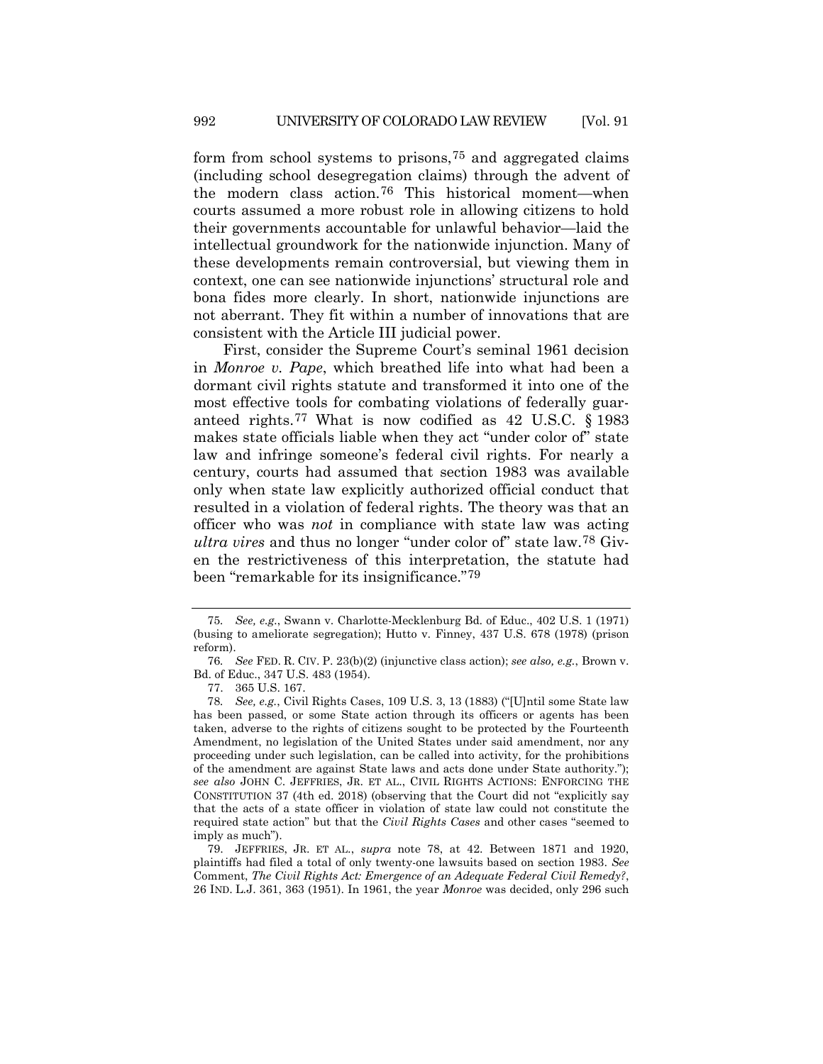form from school systems to prisons,[75] and aggregated claims (including school desegregation claims) through the advent of the modern class action.[76] This historical moment—when courts assumed a more robust role in allowing citizens to hold their governments accountable for unlawful behavior—laid the intellectual groundwork for the nationwide injunction. Many of these developments remain controversial, but viewing them in context, one can see nationwide injunctions' structural role and bona fides more clearly. In short, nationwide injunctions are not aberrant. They fit within a number of innovations that are consistent with the Article III judicial power.

First, consider the Supreme Court's seminal 1961 decision in *Monroe v. Pape*, which breathed life into what had been a dormant civil rights statute and transformed it into one of the most effective tools for combating violations of federally guaranteed rights.[77] What is now codified as 42 U.S.C. § 1983 makes state officials liable when they act "under color of" state law and infringe someone's federal civil rights. For nearly a century, courts had assumed that section 1983 was available only when state law explicitly authorized official conduct that resulted in a violation of federal rights. The theory was that an officer who was *not* in compliance with state law was acting *ultra vires* and thus no longer "under color of" state law.[78] Given the restrictiveness of this interpretation, the statute had been "remarkable for its insignificance."[79]

---

75. *See, e.g.*, Swann v. Charlotte-Mecklenburg Bd. of Educ., 402 U.S. 1 (1971) (busing to ameliorate segregation); Hutto v. Finney, 437 U.S. 678 (1978) (prison reform).

76. *See* FED. R. CIV. P. 23(b)(2) (injunctive class action); *see also, e.g.*, Brown v. Bd. of Educ., 347 U.S. 483 (1954).

77. 365 U.S. 167.

78. *See, e.g.*, Civil Rights Cases, 109 U.S. 3, 13 (1883) ("[U]ntil some State law has been passed, or some State action through its officers or agents has been taken, adverse to the rights of citizens sought to be protected by the Fourteenth Amendment, no legislation of the United States under said amendment, nor any proceeding under such legislation, can be called into activity, for the prohibitions of the amendment are against State laws and acts done under State authority."); *see also* JOHN C. JEFFRIES, JR. ET AL., CIVIL RIGHTS ACTIONS: ENFORCING THE CONSTITUTION 37 (4th ed. 2018) (observing that the Court did not "explicitly say that the acts of a state officer in violation of state law could not constitute the required state action" but that the *Civil Rights Cases* and other cases "seemed to imply as much").

79. JEFFRIES, JR. ET AL., *supra* note 78, at 42. Between 1871 and 1920, plaintiffs had filed a total of only twenty-one lawsuits based on section 1983. *See* Comment, *The Civil Rights Act: Emergence of an Adequate Federal Civil Remedy?*, 26 IND. L.J. 361, 363 (1951). In 1961, the year *Monroe* was decided, only 296 such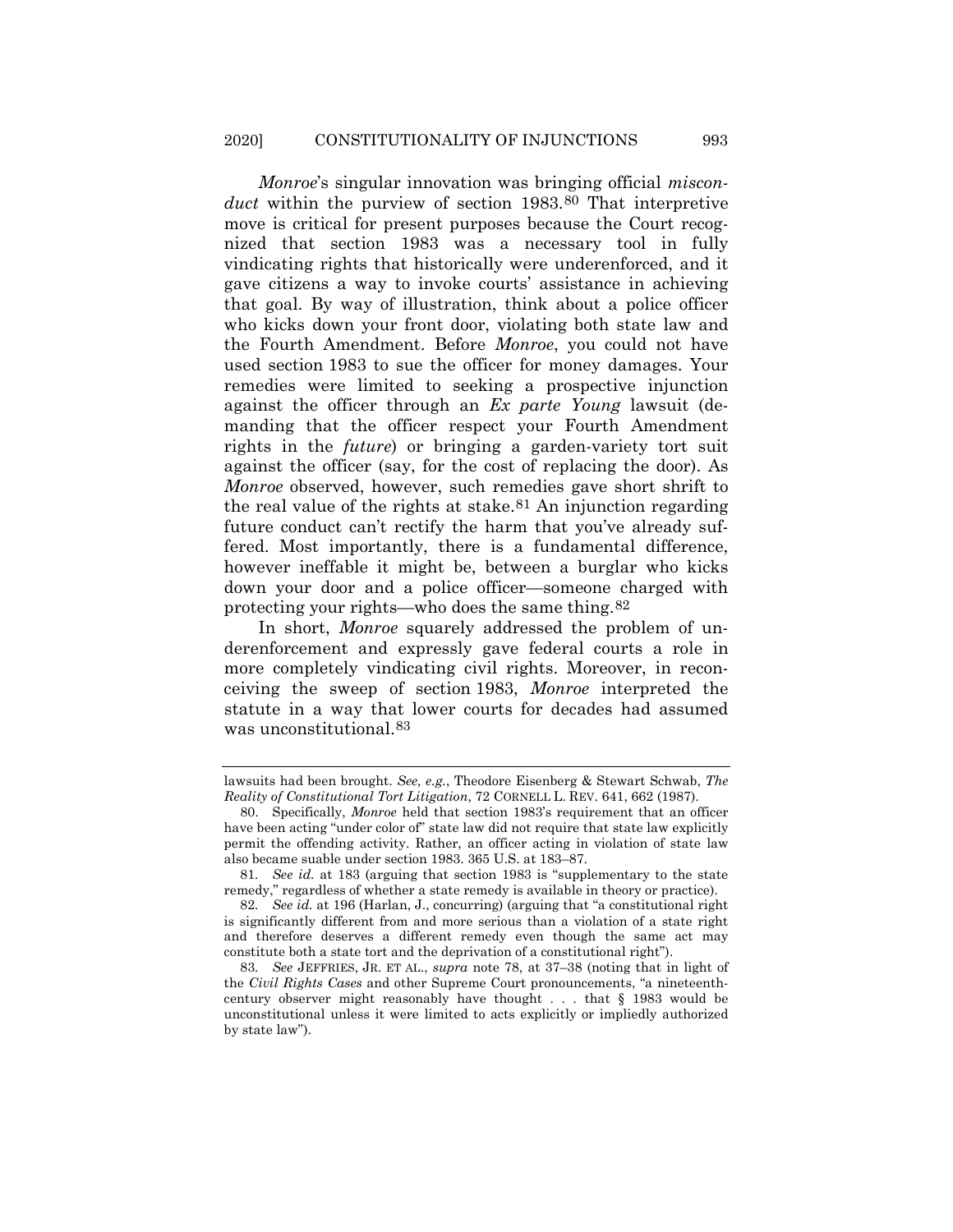*Monroe*'s singular innovation was bringing official *misconduct* within the purview of section 1983.[80] That interpretive move is critical for present purposes because the Court recognized that section 1983 was a necessary tool in fully vindicating rights that historically were underenforced, and it gave citizens a way to invoke courts' assistance in achieving that goal. By way of illustration, think about a police officer who kicks down your front door, violating both state law and the Fourth Amendment. Before *Monroe*, you could not have used section 1983 to sue the officer for money damages. Your remedies were limited to seeking a prospective injunction against the officer through an *Ex parte Young* lawsuit (demanding that the officer respect your Fourth Amendment rights in the *future*) or bringing a garden-variety tort suit against the officer (say, for the cost of replacing the door). As *Monroe* observed, however, such remedies gave short shrift to the real value of the rights at stake.[81] An injunction regarding future conduct can't rectify the harm that you've already suffered. Most importantly, there is a fundamental difference, however ineffable it might be, between a burglar who kicks down your door and a police officer—someone charged with protecting your rights—who does the same thing.[82]

In short, *Monroe* squarely addressed the problem of underenforcement and expressly gave federal courts a role in more completely vindicating civil rights. Moreover, in reconceiving the sweep of section 1983, *Monroe* interpreted the statute in a way that lower courts for decades had assumed was unconstitutional.[83]

---

lawsuits had been brought. *See, e.g.*, Theodore Eisenberg & Stewart Schwab, *The Reality of Constitutional Tort Litigation*, 72 CORNELL L. REV. 641, 662 (1987).

80. Specifically, *Monroe* held that section 1983's requirement that an officer have been acting "under color of" state law did not require that state law explicitly permit the offending activity. Rather, an officer acting in violation of state law also became suable under section 1983. 365 U.S. at 183–87.

81. *See id.* at 183 (arguing that section 1983 is "supplementary to the state remedy," regardless of whether a state remedy is available in theory or practice).

82. *See id.* at 196 (Harlan, J., concurring) (arguing that "a constitutional right is significantly different from and more serious than a violation of a state right and therefore deserves a different remedy even though the same act may constitute both a state tort and the deprivation of a constitutional right").

83. *See* JEFFRIES, JR. ET AL., *supra* note 78, at 37–38 (noting that in light of the *Civil Rights Cases* and other Supreme Court pronouncements, "a nineteenth-century observer might reasonably have thought . . . that § 1983 would be unconstitutional unless it were limited to acts explicitly or impliedly authorized by state law").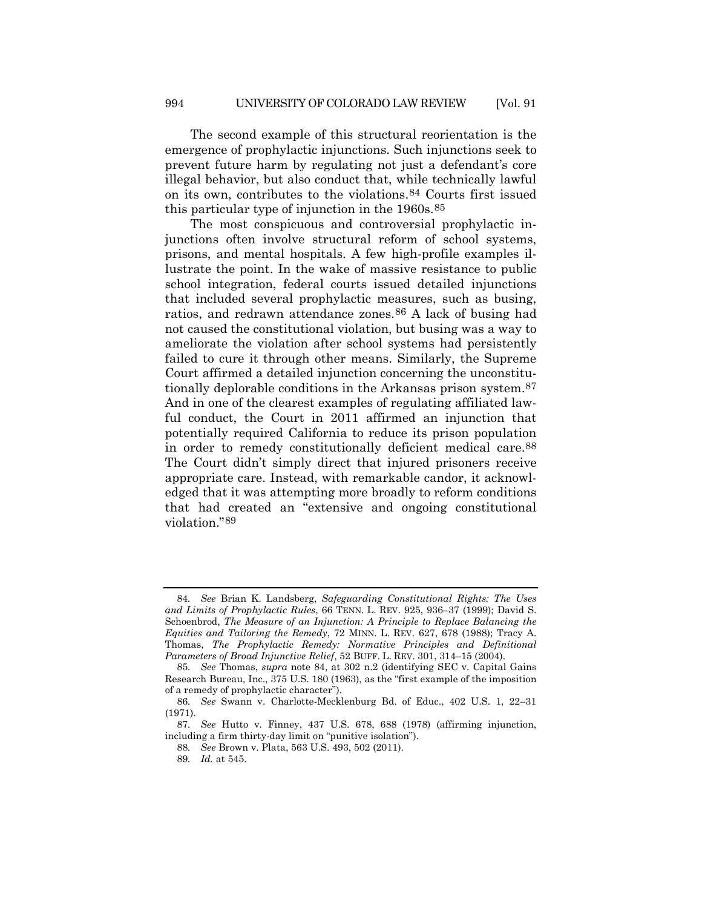The second example of this structural reorientation is the emergence of prophylactic injunctions. Such injunctions seek to prevent future harm by regulating not just a defendant's core illegal behavior, but also conduct that, while technically lawful on its own, contributes to the violations.[84] Courts first issued this particular type of injunction in the 1960s.[85]

The most conspicuous and controversial prophylactic injunctions often involve structural reform of school systems, prisons, and mental hospitals. A few high-profile examples illustrate the point. In the wake of massive resistance to public school integration, federal courts issued detailed injunctions that included several prophylactic measures, such as busing, ratios, and redrawn attendance zones.[86] A lack of busing had not caused the constitutional violation, but busing was a way to ameliorate the violation after school systems had persistently failed to cure it through other means. Similarly, the Supreme Court affirmed a detailed injunction concerning the unconstitutionally deplorable conditions in the Arkansas prison system.[87] And in one of the clearest examples of regulating affiliated lawful conduct, the Court in 2011 affirmed an injunction that potentially required California to reduce its prison population in order to remedy constitutionally deficient medical care.[88] The Court didn't simply direct that injured prisoners receive appropriate care. Instead, with remarkable candor, it acknowledged that it was attempting more broadly to reform conditions that had created an "extensive and ongoing constitutional violation."[89]

---

84. *See* Brian K. Landsberg, *Safeguarding Constitutional Rights: The Uses and Limits of Prophylactic Rules*, 66 TENN. L. REV. 925, 936–37 (1999); David S. Schoenbrod, *The Measure of an Injunction: A Principle to Replace Balancing the Equities and Tailoring the Remedy*, 72 MINN. L. REV. 627, 678 (1988); Tracy A. Thomas, *The Prophylactic Remedy: Normative Principles and Definitional Parameters of Broad Injunctive Relief*, 52 BUFF. L. REV. 301, 314–15 (2004).

85. *See* Thomas, *supra* note 84, at 302 n.2 (identifying SEC v. Capital Gains Research Bureau, Inc., 375 U.S. 180 (1963), as the "first example of the imposition of a remedy of prophylactic character").

86. *See* Swann v. Charlotte-Mecklenburg Bd. of Educ., 402 U.S. 1, 22–31 (1971).

87. *See* Hutto v. Finney, 437 U.S. 678, 688 (1978) (affirming injunction, including a firm thirty-day limit on "punitive isolation").

88. *See* Brown v. Plata, 563 U.S. 493, 502 (2011).

89. *Id.* at 545.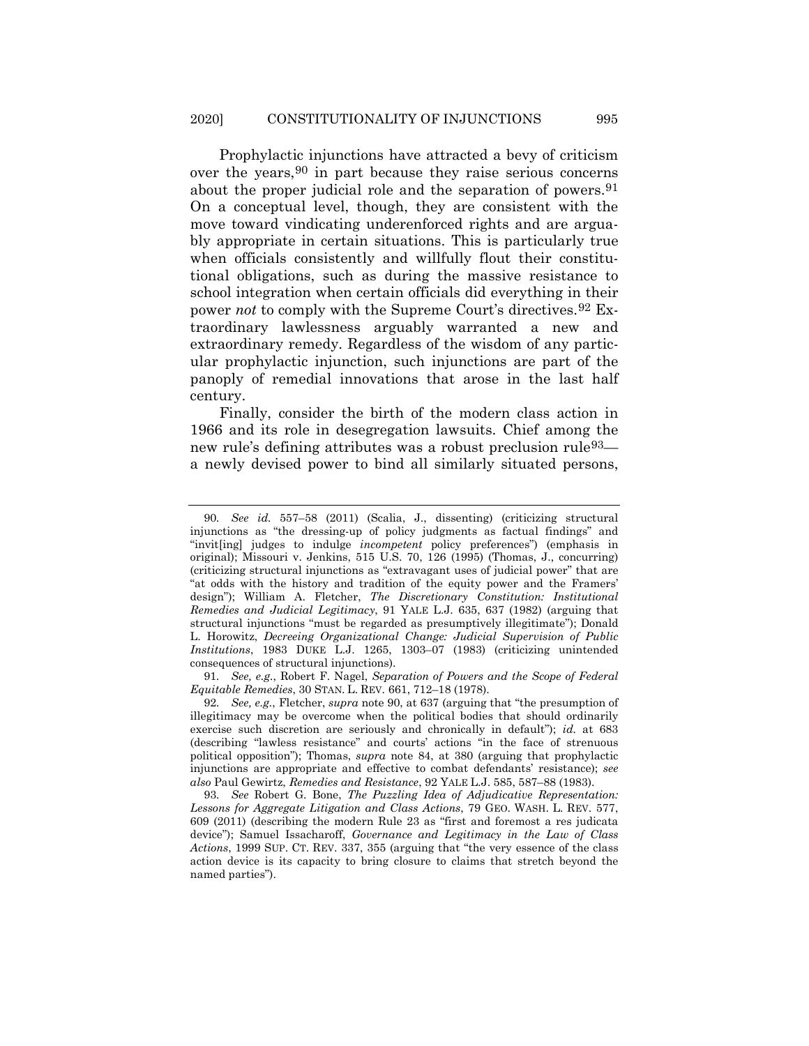Prophylactic injunctions have attracted a bevy of criticism over the years,[90] in part because they raise serious concerns about the proper judicial role and the separation of powers.[91] On a conceptual level, though, they are consistent with the move toward vindicating underenforced rights and are arguably appropriate in certain situations. This is particularly true when officials consistently and willfully flout their constitutional obligations, such as during the massive resistance to school integration when certain officials did everything in their power *not* to comply with the Supreme Court's directives.[92] Extraordinary lawlessness arguably warranted a new and extraordinary remedy. Regardless of the wisdom of any particular prophylactic injunction, such injunctions are part of the panoply of remedial innovations that arose in the last half century.

Finally, consider the birth of the modern class action in 1966 and its role in desegregation lawsuits. Chief among the new rule's defining attributes was a robust preclusion rule[93]—a newly devised power to bind all similarly situated persons,

---

90. *See id.* 557–58 (2011) (Scalia, J., dissenting) (criticizing structural injunctions as "the dressing-up of policy judgments as factual findings" and "invit[ing] judges to indulge *incompetent* policy preferences") (emphasis in original); Missouri v. Jenkins, 515 U.S. 70, 126 (1995) (Thomas, J., concurring) (criticizing structural injunctions as "extravagant uses of judicial power" that are "at odds with the history and tradition of the equity power and the Framers' design"); William A. Fletcher, *The Discretionary Constitution: Institutional Remedies and Judicial Legitimacy*, 91 YALE L.J. 635, 637 (1982) (arguing that structural injunctions "must be regarded as presumptively illegitimate"); Donald L. Horowitz, *Decreeing Organizational Change: Judicial Supervision of Public Institutions*, 1983 DUKE L.J. 1265, 1303–07 (1983) (criticizing unintended consequences of structural injunctions).

91. *See, e.g.*, Robert F. Nagel, *Separation of Powers and the Scope of Federal Equitable Remedies*, 30 STAN. L. REV. 661, 712–18 (1978).

92. *See, e.g.*, Fletcher, *supra* note 90, at 637 (arguing that "the presumption of illegitimacy may be overcome when the political bodies that should ordinarily exercise such discretion are seriously and chronically in default"); *id.* at 683 (describing "lawless resistance" and courts' actions "in the face of strenuous political opposition"); Thomas, *supra* note 84, at 380 (arguing that prophylactic injunctions are appropriate and effective to combat defendants' resistance); *see also* Paul Gewirtz, *Remedies and Resistance*, 92 YALE L.J. 585, 587–88 (1983).

93. *See* Robert G. Bone, *The Puzzling Idea of Adjudicative Representation: Lessons for Aggregate Litigation and Class Actions*, 79 GEO. WASH. L. REV. 577, 609 (2011) (describing the modern Rule 23 as "first and foremost a res judicata device"); Samuel Issacharoff, *Governance and Legitimacy in the Law of Class Actions*, 1999 SUP. CT. REV. 337, 355 (arguing that "the very essence of the class action device is its capacity to bring closure to claims that stretch beyond the named parties").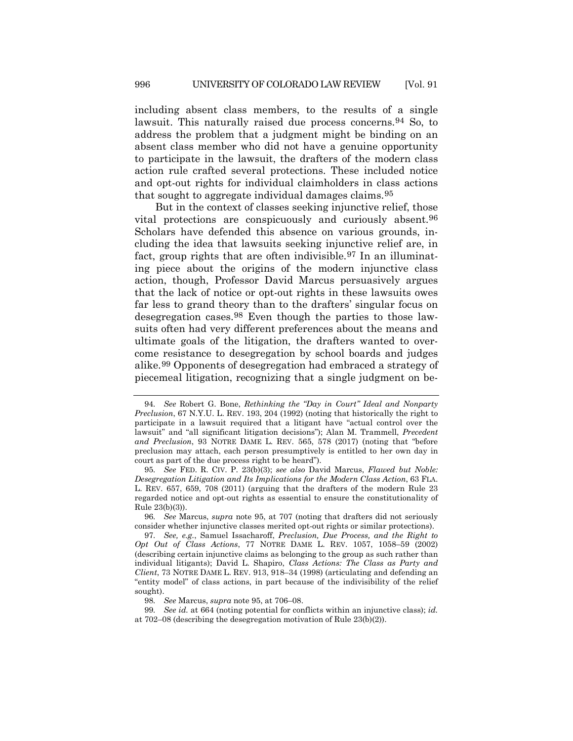including absent class members, to the results of a single lawsuit. This naturally raised due process concerns.[94] So, to address the problem that a judgment might be binding on an absent class member who did not have a genuine opportunity to participate in the lawsuit, the drafters of the modern class action rule crafted several protections. These included notice and opt-out rights for individual claimholders in class actions that sought to aggregate individual damages claims.[95]

But in the context of classes seeking injunctive relief, those vital protections are conspicuously and curiously absent.[96] Scholars have defended this absence on various grounds, including the idea that lawsuits seeking injunctive relief are, in fact, group rights that are often indivisible.[97] In an illuminating piece about the origins of the modern injunctive class action, though, Professor David Marcus persuasively argues that the lack of notice or opt-out rights in these lawsuits owes far less to grand theory than to the drafters' singular focus on desegregation cases.[98] Even though the parties to those lawsuits often had very different preferences about the means and ultimate goals of the litigation, the drafters wanted to overcome resistance to desegregation by school boards and judges alike.[99] Opponents of desegregation had embraced a strategy of piecemeal litigation, recognizing that a single judgment on be-

---

94. *See* Robert G. Bone, *Rethinking the "Day in Court" Ideal and Nonparty Preclusion*, 67 N.Y.U. L. REV. 193, 204 (1992) (noting that historically the right to participate in a lawsuit required that a litigant have "actual control over the lawsuit" and "all significant litigation decisions"); Alan M. Trammell, *Precedent and Preclusion*, 93 NOTRE DAME L. REV. 565, 578 (2017) (noting that "before preclusion may attach, each person presumptively is entitled to her own day in court as part of the due process right to be heard").

95. *See* FED. R. CIV. P. 23(b)(3); *see also* David Marcus, *Flawed but Noble: Desegregation Litigation and Its Implications for the Modern Class Action*, 63 FLA. L. REV. 657, 659, 708 (2011) (arguing that the drafters of the modern Rule 23 regarded notice and opt-out rights as essential to ensure the constitutionality of Rule 23(b)(3)).

96. *See* Marcus, *supra* note 95, at 707 (noting that drafters did not seriously consider whether injunctive classes merited opt-out rights or similar protections).

97. *See, e.g.*, Samuel Issacharoff, *Preclusion, Due Process, and the Right to Opt Out of Class Actions*, 77 NOTRE DAME L. REV. 1057, 1058–59 (2002) (describing certain injunctive claims as belonging to the group as such rather than individual litigants); David L. Shapiro, *Class Actions: The Class as Party and Client*, 73 NOTRE DAME L. REV. 913, 918–34 (1998) (articulating and defending an "entity model" of class actions, in part because of the indivisibility of the relief sought).

98. *See* Marcus, *supra* note 95, at 706–08.

99. *See id.* at 664 (noting potential for conflicts within an injunctive class); *id.* at 702–08 (describing the desegregation motivation of Rule 23(b)(2)).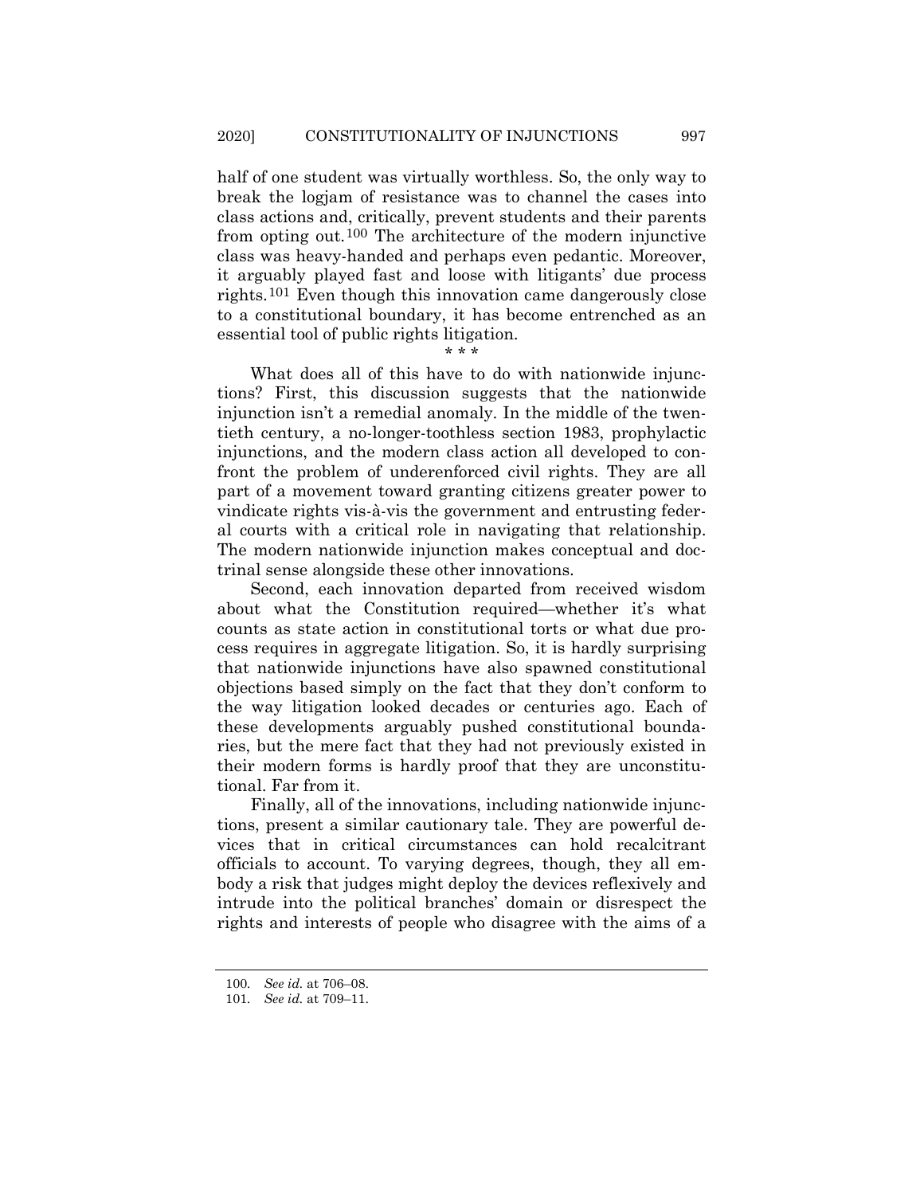half of one student was virtually worthless. So, the only way to break the logjam of resistance was to channel the cases into class actions and, critically, prevent students and their parents from opting out.[100] The architecture of the modern injunctive class was heavy-handed and perhaps even pedantic. Moreover, it arguably played fast and loose with litigants' due process rights.[101] Even though this innovation came dangerously close to a constitutional boundary, it has become entrenched as an essential tool of public rights litigation.

\* \* \*

What does all of this have to do with nationwide injunctions? First, this discussion suggests that the nationwide injunction isn't a remedial anomaly. In the middle of the twentieth century, a no-longer-toothless section 1983, prophylactic injunctions, and the modern class action all developed to confront the problem of underenforced civil rights. They are all part of a movement toward granting citizens greater power to vindicate rights vis-à-vis the government and entrusting federal courts with a critical role in navigating that relationship. The modern nationwide injunction makes conceptual and doctrinal sense alongside these other innovations.

Second, each innovation departed from received wisdom about what the Constitution required—whether it's what counts as state action in constitutional torts or what due process requires in aggregate litigation. So, it is hardly surprising that nationwide injunctions have also spawned constitutional objections based simply on the fact that they don't conform to the way litigation looked decades or centuries ago. Each of these developments arguably pushed constitutional boundaries, but the mere fact that they had not previously existed in their modern forms is hardly proof that they are unconstitutional. Far from it.

Finally, all of the innovations, including nationwide injunctions, present a similar cautionary tale. They are powerful devices that in critical circumstances can hold recalcitrant officials to account. To varying degrees, though, they all embody a risk that judges might deploy the devices reflexively and intrude into the political branches' domain or disrespect the rights and interests of people who disagree with the aims of a

---

100. *See id.* at 706–08.

101. *See id.* at 709–11.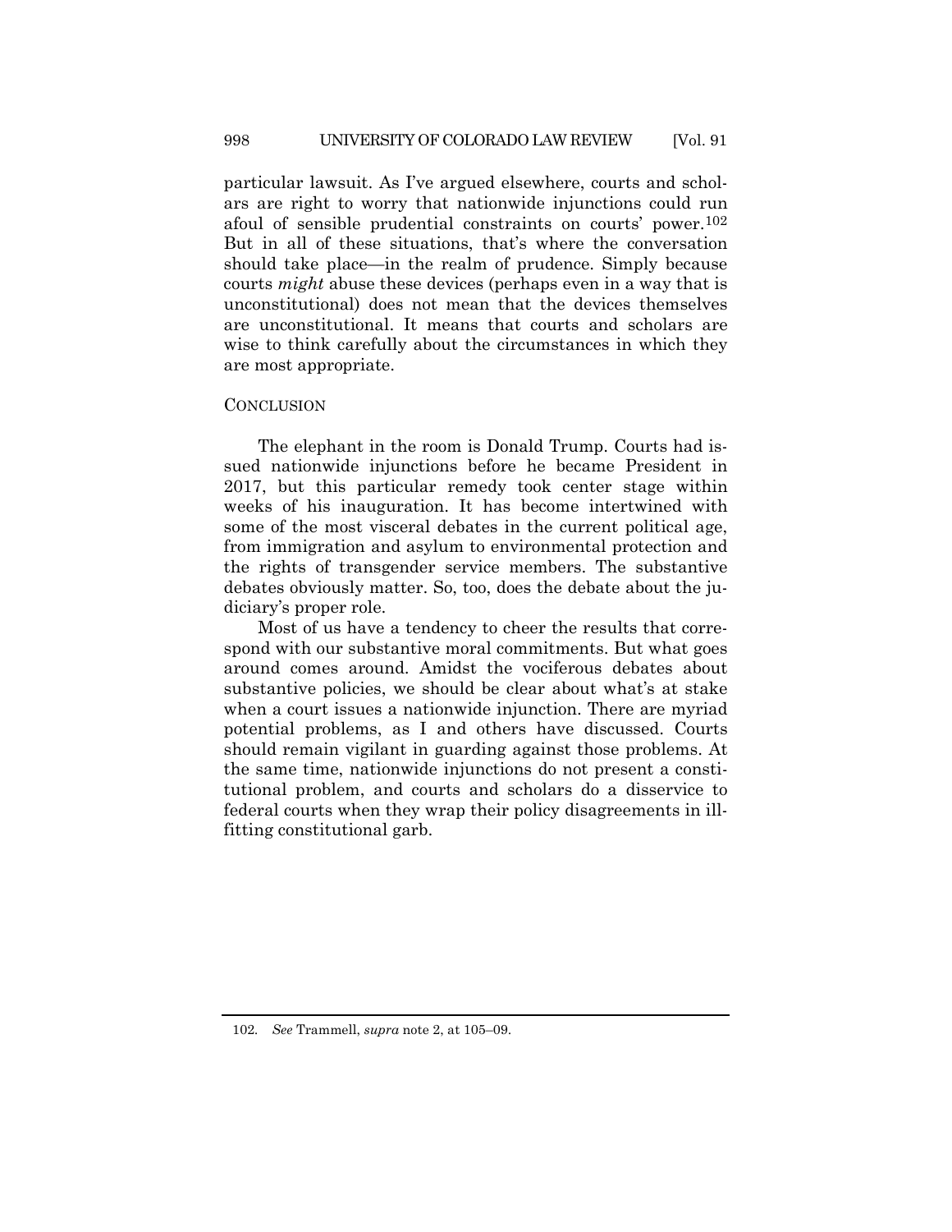particular lawsuit. As I've argued elsewhere, courts and scholars are right to worry that nationwide injunctions could run afoul of sensible prudential constraints on courts' power.[102] But in all of these situations, that's where the conversation should take place—in the realm of prudence. Simply because courts *might* abuse these devices (perhaps even in a way that is unconstitutional) does not mean that the devices themselves are unconstitutional. It means that courts and scholars are wise to think carefully about the circumstances in which they are most appropriate.

## CONCLUSION

The elephant in the room is Donald Trump. Courts had issued nationwide injunctions before he became President in 2017, but this particular remedy took center stage within weeks of his inauguration. It has become intertwined with some of the most visceral debates in the current political age, from immigration and asylum to environmental protection and the rights of transgender service members. The substantive debates obviously matter. So, too, does the debate about the judiciary's proper role.

Most of us have a tendency to cheer the results that correspond with our substantive moral commitments. But what goes around comes around. Amidst the vociferous debates about substantive policies, we should be clear about what's at stake when a court issues a nationwide injunction. There are myriad potential problems, as I and others have discussed. Courts should remain vigilant in guarding against those problems. At the same time, nationwide injunctions do not present a constitutional problem, and courts and scholars do a disservice to federal courts when they wrap their policy disagreements in ill-fitting constitutional garb.

---

102. *See* Trammell, *supra* note 2, at 105–09.